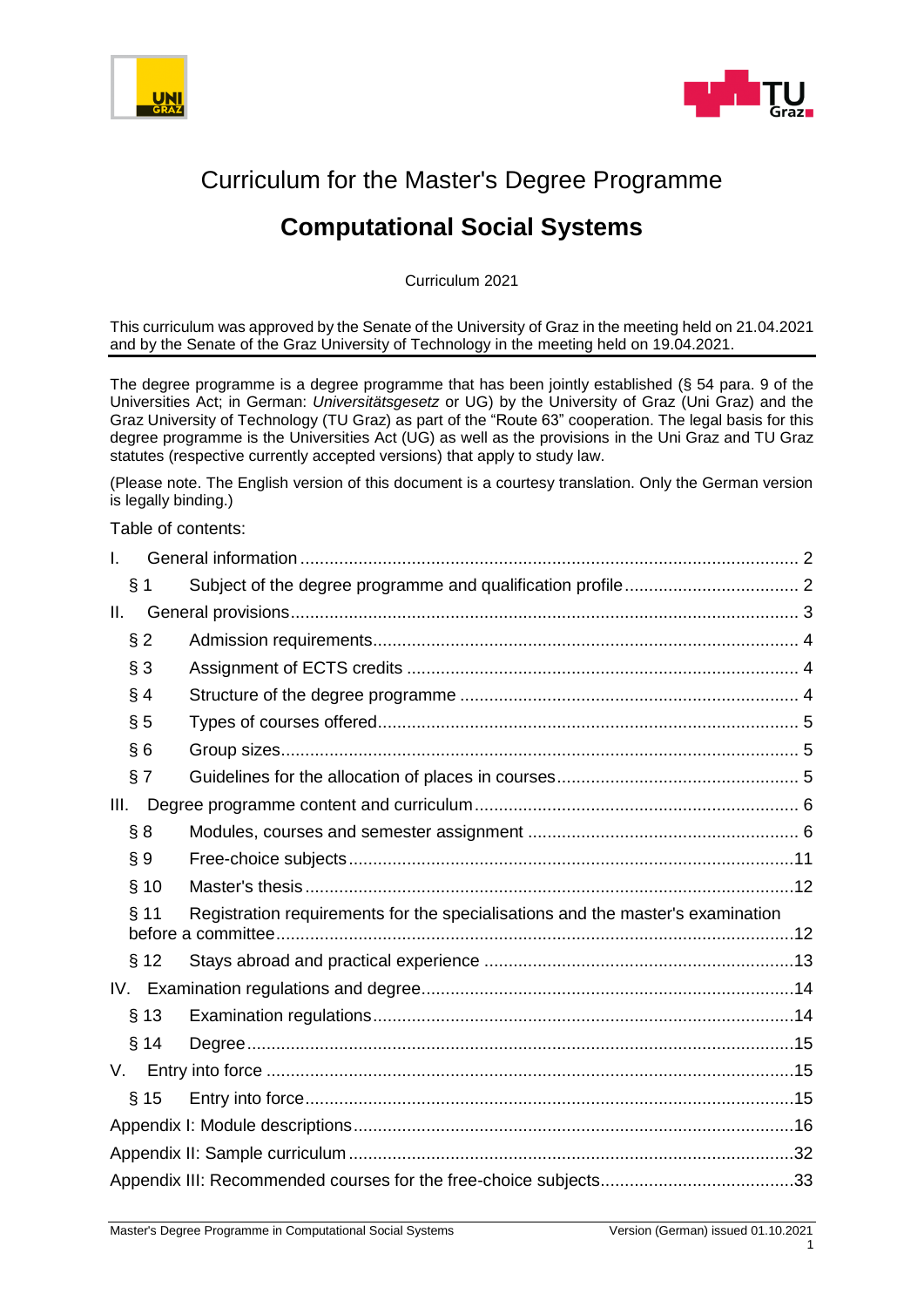# Curriculum for the Master's Degree Programme

## Computational Social Systems

Curriculum 2021

This curriculum was approved by the Senate of the University of Graz in the meeting held on 21.04.2021 and by the Senate of the Graz University of Technology in the meeting held on 19.04.2021.

The degree programme is a degree programme that has been jointly established (§ 54 para. 9 of the Universities Act; in German: *Universitätsgesetz* or UG) by the University of Graz (Uni Graz) and the Graz University of Technology (TU Graz) as part of the "Route 63" cooperation. The legal basis for this degree programme is the Universities Act (UG) as well as the provisions in the Uni Graz and TU Graz statutes (respective currently accepted versions) that apply to study law.

(Please note. The English version of this document is a courtesy translation. Only the German version is legally binding.)

Table of contents:

- I. General information ... 2
  - § 1 Subject of the degree programme and qualification profile ... 2
- II. General provisions ... 3
  - § 2 Admission requirements ... 4
  - § 3 Assignment of ECTS credits ... 4
  - § 4 Structure of the degree programme ... 4
  - § 5 Types of courses offered ... 5
  - § 6 Group sizes ... 5
  - § 7 Guidelines for the allocation of places in courses ... 5
- III. Degree programme content and curriculum ... 6
  - § 8 Modules, courses and semester assignment ... 6
  - § 9 Free-choice subjects ... 11
  - § 10 Master's thesis ... 12
  - § 11 Registration requirements for the specialisations and the master's examination before a committee ... 12
  - § 12 Stays abroad and practical experience ... 13
- IV. Examination regulations and degree ... 14
  - § 13 Examination regulations ... 14
  - § 14 Degree ... 15
- V. Entry into force ... 15
  - § 15 Entry into force ... 15
- Appendix I: Module descriptions ... 16
- Appendix II: Sample curriculum ... 32
- Appendix III: Recommended courses for the free-choice subjects ... 33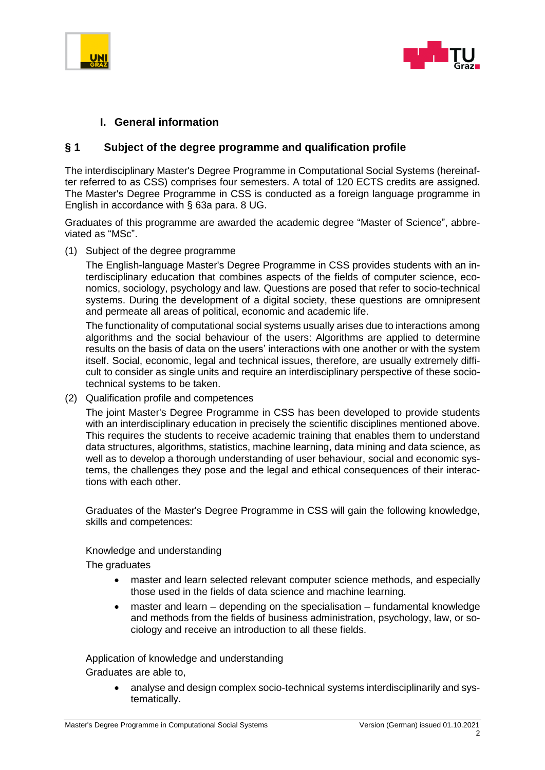# I. General information

## § 1 Subject of the degree programme and qualification profile

The interdisciplinary Master's Degree Programme in Computational Social Systems (hereinafter referred to as CSS) comprises four semesters. A total of 120 ECTS credits are assigned. The Master's Degree Programme in CSS is conducted as a foreign language programme in English in accordance with § 63a para. 8 UG.

Graduates of this programme are awarded the academic degree "Master of Science", abbreviated as "MSc".

(1) Subject of the degree programme

The English-language Master's Degree Programme in CSS provides students with an interdisciplinary education that combines aspects of the fields of computer science, economics, sociology, psychology and law. Questions are posed that refer to socio-technical systems. During the development of a digital society, these questions are omnipresent and permeate all areas of political, economic and academic life.

The functionality of computational social systems usually arises due to interactions among algorithms and the social behaviour of the users: Algorithms are applied to determine results on the basis of data on the users' interactions with one another or with the system itself. Social, economic, legal and technical issues, therefore, are usually extremely difficult to consider as single units and require an interdisciplinary perspective of these socio-technical systems to be taken.

(2) Qualification profile and competences

The joint Master's Degree Programme in CSS has been developed to provide students with an interdisciplinary education in precisely the scientific disciplines mentioned above. This requires the students to receive academic training that enables them to understand data structures, algorithms, statistics, machine learning, data mining and data science, as well as to develop a thorough understanding of user behaviour, social and economic systems, the challenges they pose and the legal and ethical consequences of their interactions with each other.

Graduates of the Master's Degree Programme in CSS will gain the following knowledge, skills and competences:

Knowledge and understanding

The graduates

- master and learn selected relevant computer science methods, and especially those used in the fields of data science and machine learning.
- master and learn – depending on the specialisation – fundamental knowledge and methods from the fields of business administration, psychology, law, or sociology and receive an introduction to all these fields.

Application of knowledge and understanding

Graduates are able to,

- analyse and design complex socio-technical systems interdisciplinarily and systematically.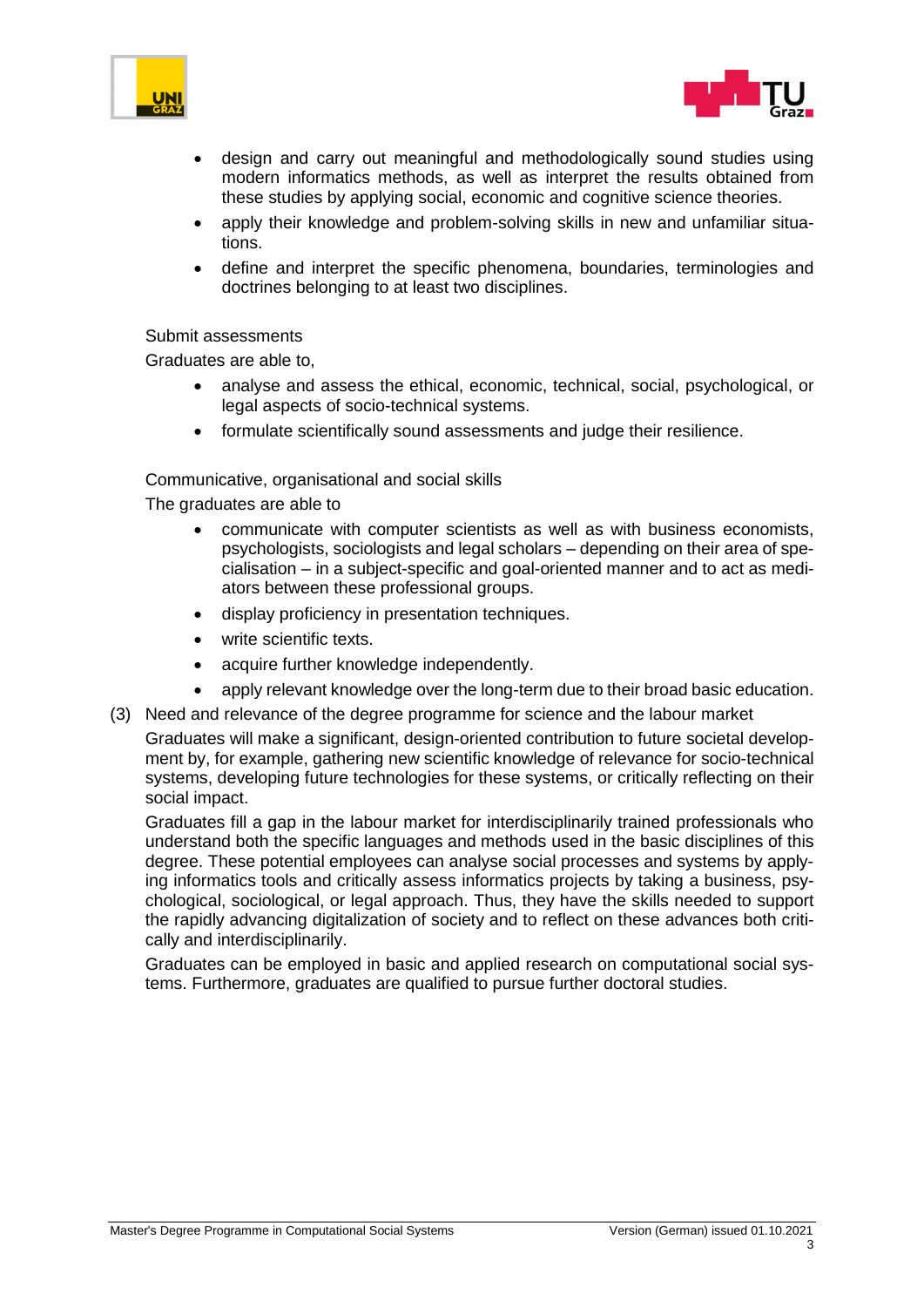- design and carry out meaningful and methodologically sound studies using modern informatics methods, as well as interpret the results obtained from these studies by applying social, economic and cognitive science theories.
- apply their knowledge and problem-solving skills in new and unfamiliar situations.
- define and interpret the specific phenomena, boundaries, terminologies and doctrines belonging to at least two disciplines.

Submit assessments

Graduates are able to,

- analyse and assess the ethical, economic, technical, social, psychological, or legal aspects of socio-technical systems.
- formulate scientifically sound assessments and judge their resilience.

Communicative, organisational and social skills

The graduates are able to

- communicate with computer scientists as well as with business economists, psychologists, sociologists and legal scholars – depending on their area of specialisation – in a subject-specific and goal-oriented manner and to act as mediators between these professional groups.
- display proficiency in presentation techniques.
- write scientific texts.
- acquire further knowledge independently.
- apply relevant knowledge over the long-term due to their broad basic education.

(3) Need and relevance of the degree programme for science and the labour market

Graduates will make a significant, design-oriented contribution to future societal development by, for example, gathering new scientific knowledge of relevance for socio-technical systems, developing future technologies for these systems, or critically reflecting on their social impact.

Graduates fill a gap in the labour market for interdisciplinarily trained professionals who understand both the specific languages and methods used in the basic disciplines of this degree. These potential employees can analyse social processes and systems by applying informatics tools and critically assess informatics projects by taking a business, psychological, sociological, or legal approach. Thus, they have the skills needed to support the rapidly advancing digitalization of society and to reflect on these advances both critically and interdisciplinarily.

Graduates can be employed in basic and applied research on computational social systems. Furthermore, graduates are qualified to pursue further doctoral studies.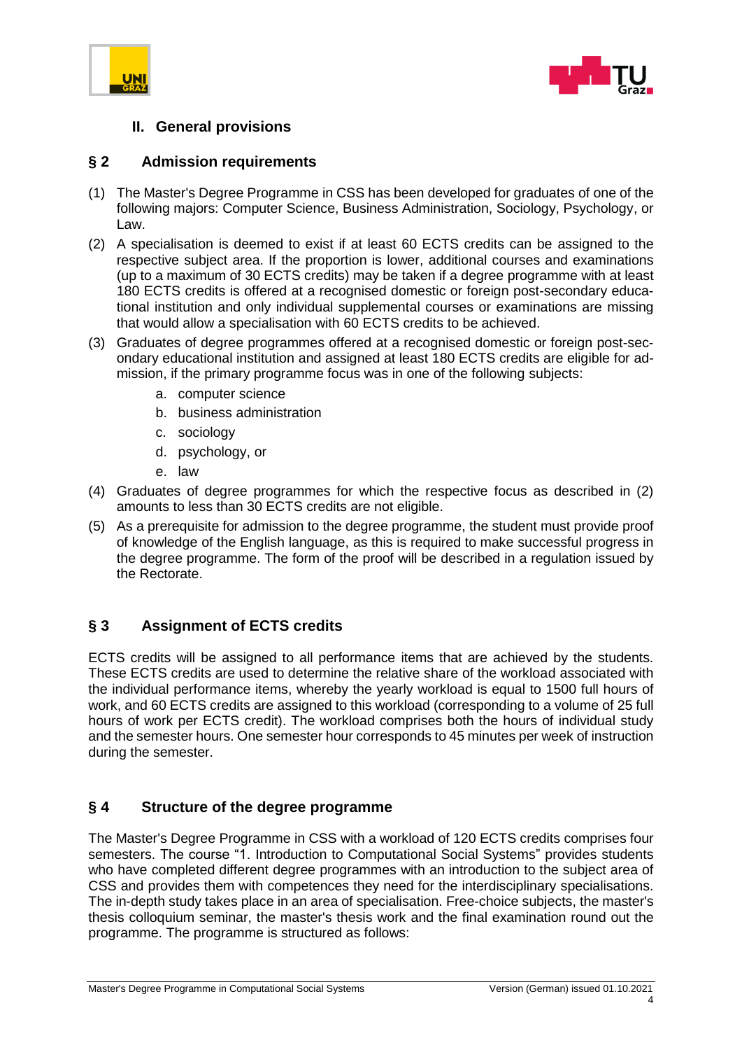## II. General provisions

### § 2 Admission requirements

(1) The Master's Degree Programme in CSS has been developed for graduates of one of the following majors: Computer Science, Business Administration, Sociology, Psychology, or Law.

(2) A specialisation is deemed to exist if at least 60 ECTS credits can be assigned to the respective subject area. If the proportion is lower, additional courses and examinations (up to a maximum of 30 ECTS credits) may be taken if a degree programme with at least 180 ECTS credits is offered at a recognised domestic or foreign post-secondary educational institution and only individual supplemental courses or examinations are missing that would allow a specialisation with 60 ECTS credits to be achieved.

(3) Graduates of degree programmes offered at a recognised domestic or foreign post-secondary educational institution and assigned at least 180 ECTS credits are eligible for admission, if the primary programme focus was in one of the following subjects:

   a. computer science
   b. business administration
   c. sociology
   d. psychology, or
   e. law

(4) Graduates of degree programmes for which the respective focus as described in (2) amounts to less than 30 ECTS credits are not eligible.

(5) As a prerequisite for admission to the degree programme, the student must provide proof of knowledge of the English language, as this is required to make successful progress in the degree programme. The form of the proof will be described in a regulation issued by the Rectorate.

### § 3 Assignment of ECTS credits

ECTS credits will be assigned to all performance items that are achieved by the students. These ECTS credits are used to determine the relative share of the workload associated with the individual performance items, whereby the yearly workload is equal to 1500 full hours of work, and 60 ECTS credits are assigned to this workload (corresponding to a volume of 25 full hours of work per ECTS credit). The workload comprises both the hours of individual study and the semester hours. One semester hour corresponds to 45 minutes per week of instruction during the semester.

### § 4 Structure of the degree programme

The Master's Degree Programme in CSS with a workload of 120 ECTS credits comprises four semesters. The course "1. Introduction to Computational Social Systems" provides students who have completed different degree programmes with an introduction to the subject area of CSS and provides them with competences they need for the interdisciplinary specialisations. The in-depth study takes place in an area of specialisation. Free-choice subjects, the master's thesis colloquium seminar, the master's thesis work and the final examination round out the programme. The programme is structured as follows: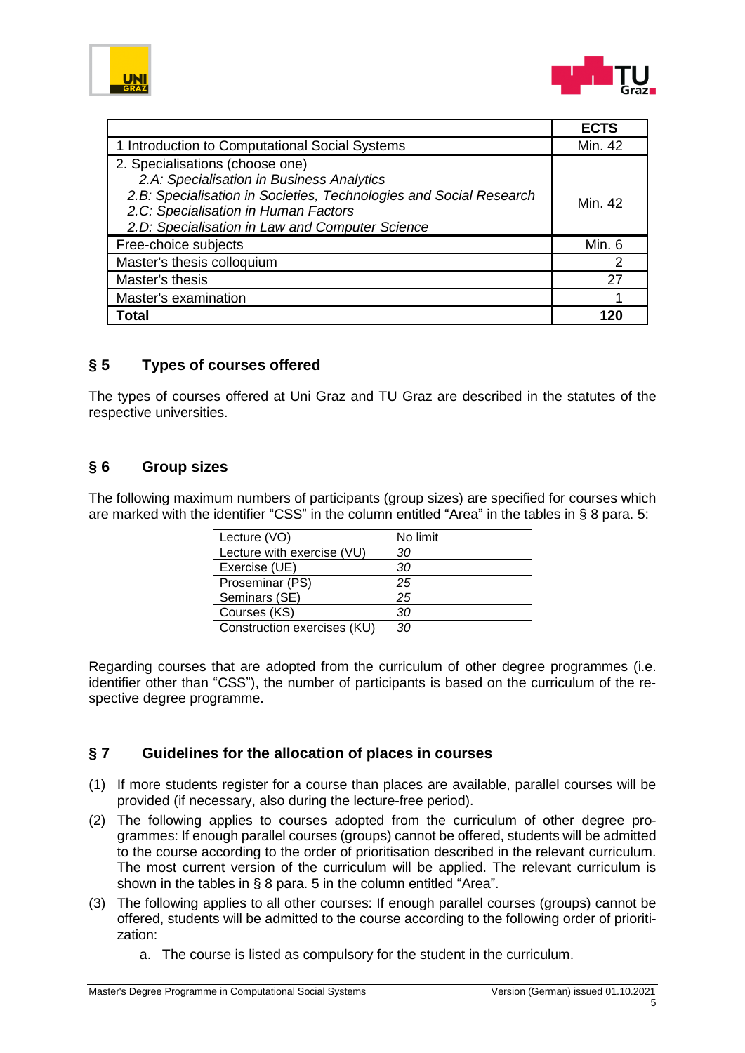| | ECTS |
|---|---|
| 1 Introduction to Computational Social Systems | Min. 42 |
| 2. Specialisations (choose one)<br>*2.A: Specialisation in Business Analytics*<br>*2.B: Specialisation in Societies, Technologies and Social Research*<br>*2.C: Specialisation in Human Factors*<br>*2.D: Specialisation in Law and Computer Science* | Min. 42 |
| Free-choice subjects | Min. 6 |
| Master's thesis colloquium | 2 |
| Master's thesis | 27 |
| Master's examination | 1 |
| **Total** | **120** |

## § 5 Types of courses offered

The types of courses offered at Uni Graz and TU Graz are described in the statutes of the respective universities.

## § 6 Group sizes

The following maximum numbers of participants (group sizes) are specified for courses which are marked with the identifier "CSS" in the column entitled "Area" in the tables in § 8 para. 5:

| Course type | Maximum participants |
|---|---|
| Lecture (VO) | No limit |
| Lecture with exercise (VU) | *30* |
| Exercise (UE) | *30* |
| Proseminar (PS) | *25* |
| Seminars (SE) | *25* |
| Courses (KS) | *30* |
| Construction exercises (KU) | *30* |

Regarding courses that are adopted from the curriculum of other degree programmes (i.e. identifier other than "CSS"), the number of participants is based on the curriculum of the respective degree programme.

## § 7 Guidelines for the allocation of places in courses

(1) If more students register for a course than places are available, parallel courses will be provided (if necessary, also during the lecture-free period).

(2) The following applies to courses adopted from the curriculum of other degree programmes: If enough parallel courses (groups) cannot be offered, students will be admitted to the course according to the order of prioritisation described in the relevant curriculum. The most current version of the curriculum will be applied. The relevant curriculum is shown in the tables in § 8 para. 5 in the column entitled "Area".

(3) The following applies to all other courses: If enough parallel courses (groups) cannot be offered, students will be admitted to the course according to the following order of prioritization:

   a. The course is listed as compulsory for the student in the curriculum.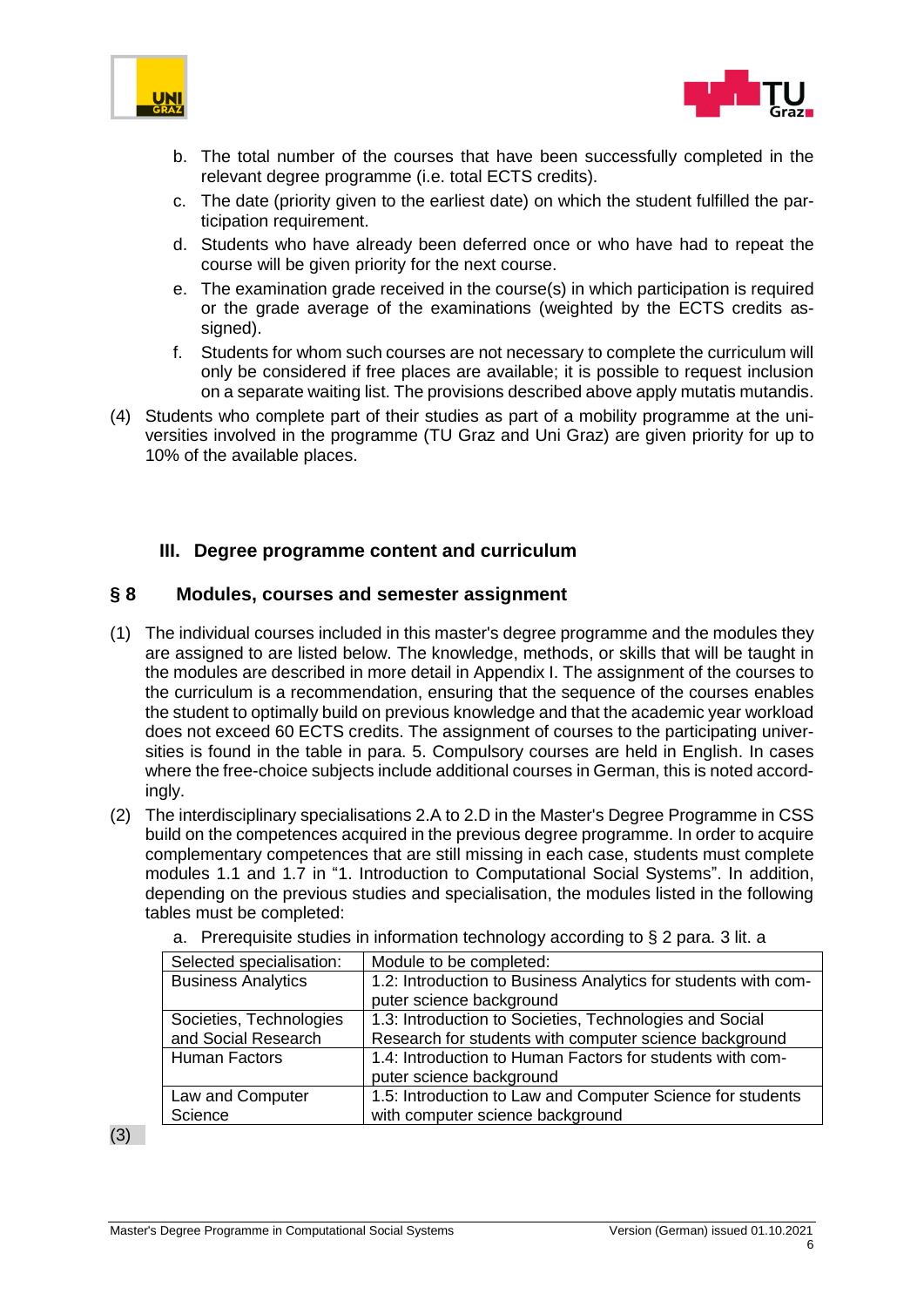b. The total number of the courses that have been successfully completed in the relevant degree programme (i.e. total ECTS credits).
c. The date (priority given to the earliest date) on which the student fulfilled the participation requirement.
d. Students who have already been deferred once or who have had to repeat the course will be given priority for the next course.
e. The examination grade received in the course(s) in which participation is required or the grade average of the examinations (weighted by the ECTS credits assigned).
f. Students for whom such courses are not necessary to complete the curriculum will only be considered if free places are available; it is possible to request inclusion on a separate waiting list. The provisions described above apply mutatis mutandis.

(4) Students who complete part of their studies as part of a mobility programme at the universities involved in the programme (TU Graz and Uni Graz) are given priority for up to 10% of the available places.

## III. Degree programme content and curriculum

### § 8 Modules, courses and semester assignment

(1) The individual courses included in this master's degree programme and the modules they are assigned to are listed below. The knowledge, methods, or skills that will be taught in the modules are described in more detail in Appendix I. The assignment of the courses to the curriculum is a recommendation, ensuring that the sequence of the courses enables the student to optimally build on previous knowledge and that the academic year workload does not exceed 60 ECTS credits. The assignment of courses to the participating universities is found in the table in para. 5. Compulsory courses are held in English. In cases where the free-choice subjects include additional courses in German, this is noted accordingly.

(2) The interdisciplinary specialisations 2.A to 2.D in the Master's Degree Programme in CSS build on the competences acquired in the previous degree programme. In order to acquire complementary competences that are still missing in each case, students must complete modules 1.1 and 1.7 in "1. Introduction to Computational Social Systems". In addition, depending on the previous studies and specialisation, the modules listed in the following tables must be completed:

a. Prerequisite studies in information technology according to § 2 para. 3 lit. a

| Selected specialisation: | Module to be completed: |
|---|---|
| Business Analytics | 1.2: Introduction to Business Analytics for students with computer science background |
| Societies, Technologies and Social Research | 1.3: Introduction to Societies, Technologies and Social Research for students with computer science background |
| Human Factors | 1.4: Introduction to Human Factors for students with computer science background |
| Law and Computer Science | 1.5: Introduction to Law and Computer Science for students with computer science background |

(3)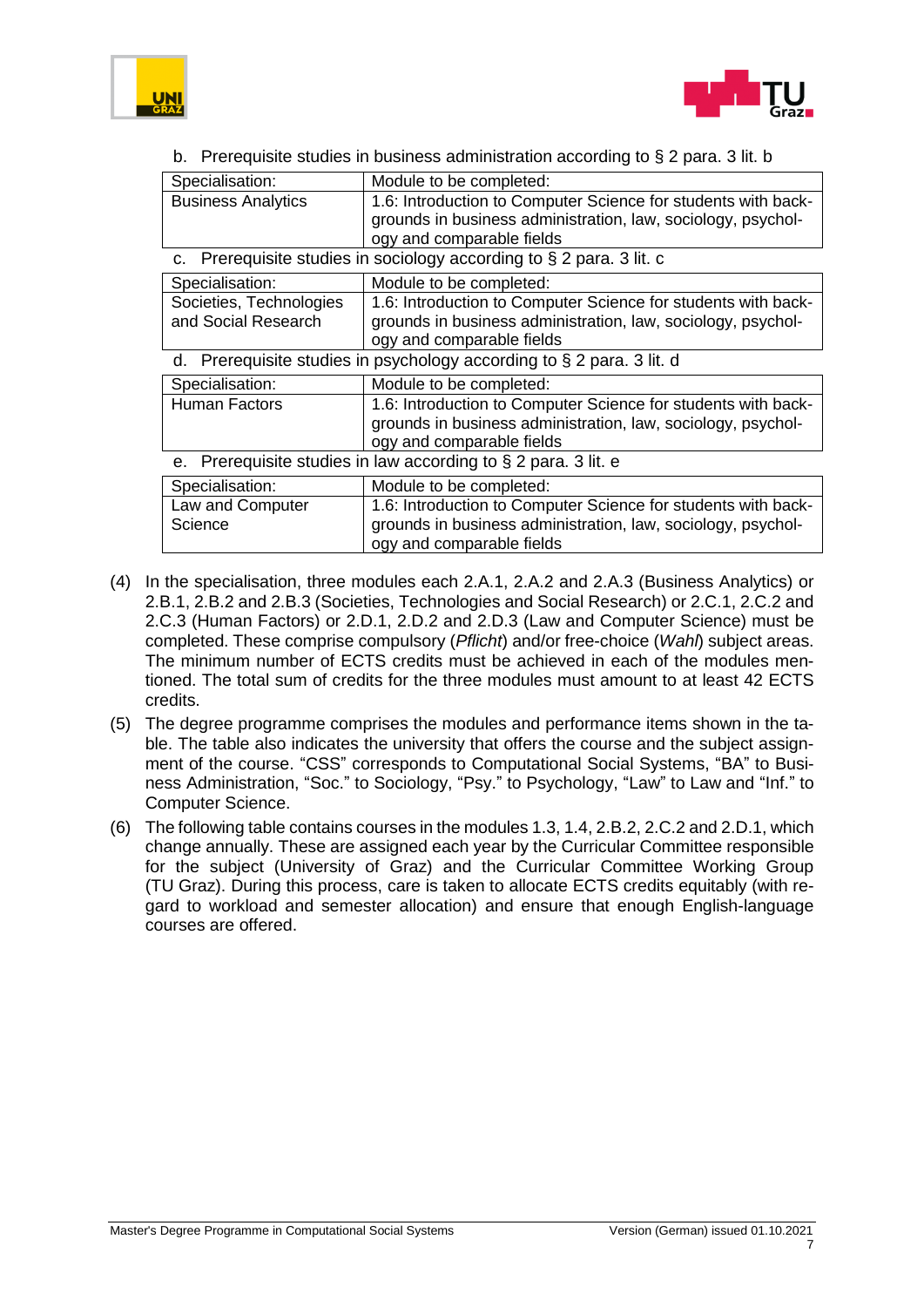b. Prerequisite studies in business administration according to § 2 para. 3 lit. b

| Specialisation: | Module to be completed: |
|---|---|
| Business Analytics | 1.6: Introduction to Computer Science for students with backgrounds in business administration, law, sociology, psychology and comparable fields |

c. Prerequisite studies in sociology according to § 2 para. 3 lit. c

| Specialisation: | Module to be completed: |
|---|---|
| Societies, Technologies and Social Research | 1.6: Introduction to Computer Science for students with backgrounds in business administration, law, sociology, psychology and comparable fields |

d. Prerequisite studies in psychology according to § 2 para. 3 lit. d

| Specialisation: | Module to be completed: |
|---|---|
| Human Factors | 1.6: Introduction to Computer Science for students with backgrounds in business administration, law, sociology, psychology and comparable fields |

e. Prerequisite studies in law according to § 2 para. 3 lit. e

| Specialisation: | Module to be completed: |
|---|---|
| Law and Computer Science | 1.6: Introduction to Computer Science for students with backgrounds in business administration, law, sociology, psychology and comparable fields |

(4) In the specialisation, three modules each 2.A.1, 2.A.2 and 2.A.3 (Business Analytics) or 2.B.1, 2.B.2 and 2.B.3 (Societies, Technologies and Social Research) or 2.C.1, 2.C.2 and 2.C.3 (Human Factors) or 2.D.1, 2.D.2 and 2.D.3 (Law and Computer Science) must be completed. These comprise compulsory (*Pflicht*) and/or free-choice (*Wahl*) subject areas. The minimum number of ECTS credits must be achieved in each of the modules mentioned. The total sum of credits for the three modules must amount to at least 42 ECTS credits.

(5) The degree programme comprises the modules and performance items shown in the table. The table also indicates the university that offers the course and the subject assignment of the course. "CSS" corresponds to Computational Social Systems, "BA" to Business Administration, "Soc." to Sociology, "Psy." to Psychology, "Law" to Law and "Inf." to Computer Science.

(6) The following table contains courses in the modules 1.3, 1.4, 2.B.2, 2.C.2 and 2.D.1, which change annually. These are assigned each year by the Curricular Committee responsible for the subject (University of Graz) and the Curricular Committee Working Group (TU Graz). During this process, care is taken to allocate ECTS credits equitably (with regard to workload and semester allocation) and ensure that enough English-language courses are offered.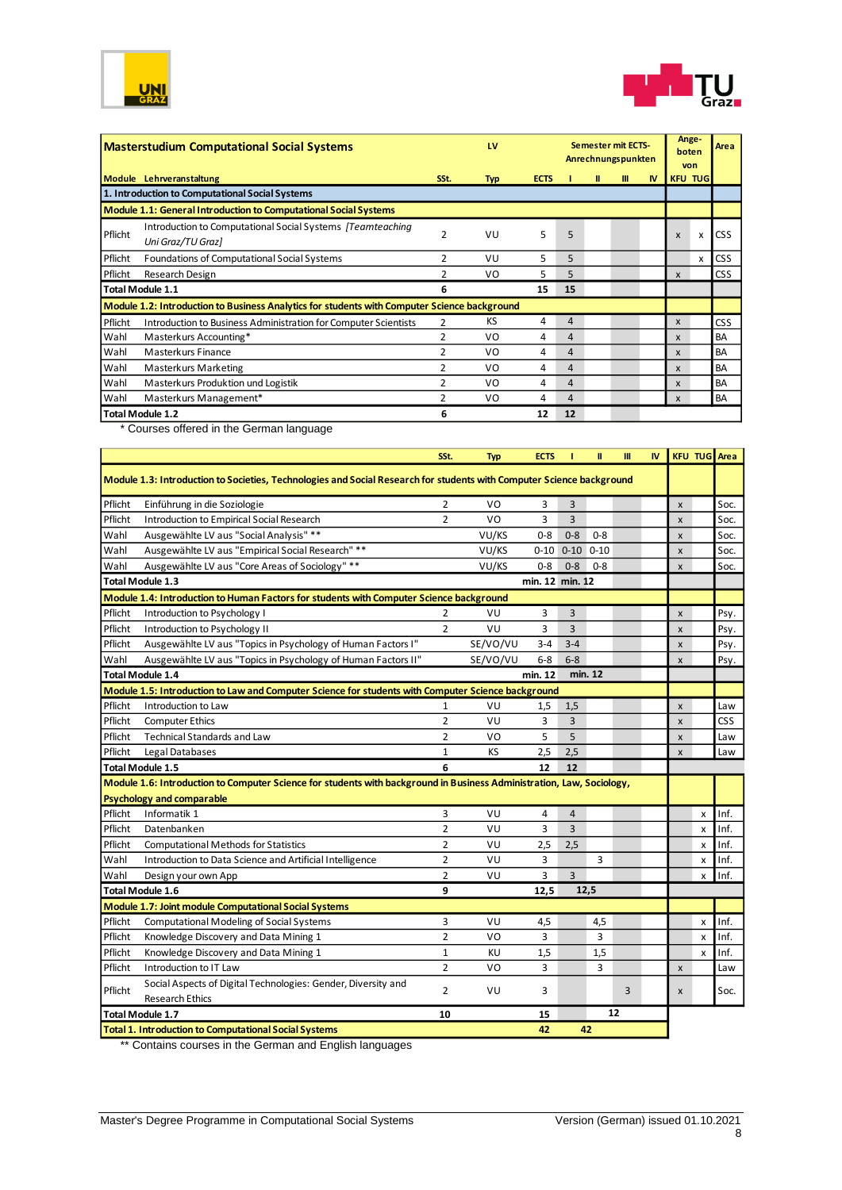| Module | Lehrveranstaltung | SSt. | LV Typ | ECTS | Semester mit ECTS-Anrechnungspunkten I | II | III | IV | Angeboten von KFU | TUG | Area |
|---|---|---|---|---|---|---|---|---|---|---|---|
| **Masterstudium Computational Social Systems** | | | | | | | | | | | |
| **1. Introduction to Computational Social Systems** | | | | | | | | | | | |
| **Module 1.1: General Introduction to Computational Social Systems** | | | | | | | | | | | |
| Pflicht | Introduction to Computational Social Systems *[Teamteaching Uni Graz/TU Graz]* | 2 | VU | 5 | 5 | | | | x | x | CSS |
| Pflicht | Foundations of Computational Social Systems | 2 | VU | 5 | 5 | | | | | x | CSS |
| Pflicht | Research Design | 2 | VO | 5 | 5 | | | | x | | CSS |
| **Total Module 1.1** | | **6** | | **15** | **15** | | | | | | |
| **Module 1.2: Introduction to Business Analytics for students with Computer Science background** | | | | | | | | | | | |
| Pflicht | Introduction to Business Administration for Computer Scientists | 2 | KS | 4 | 4 | | | | x | | CSS |
| Wahl | Masterkurs Accounting* | 2 | VO | 4 | 4 | | | | x | | BA |
| Wahl | Masterkurs Finance | 2 | VO | 4 | 4 | | | | x | | BA |
| Wahl | Masterkurs Marketing | 2 | VO | 4 | 4 | | | | x | | BA |
| Wahl | Masterkurs Produktion und Logistik | 2 | VO | 4 | 4 | | | | x | | BA |
| Wahl | Masterkurs Management* | 2 | VO | 4 | 4 | | | | x | | BA |
| **Total Module 1.2** | | **6** | | **12** | **12** | | | | | | |

\* Courses offered in the German language

| | | SSt. | Typ | ECTS | I | II | III | IV | KFU | TUG | Area |
|---|---|---|---|---|---|---|---|---|---|---|---|
| **Module 1.3: Introduction to Societies, Technologies and Social Research for students with Computer Science background** | | | | | | | | | | | |
| Pflicht | Einführung in die Soziologie | 2 | VO | 3 | 3 | | | | x | | Soc. |
| Pflicht | Introduction to Empirical Social Research | 2 | VO | 3 | 3 | | | | x | | Soc. |
| Wahl | Ausgewählte LV aus "Social Analysis" ** | | VU/KS | 0-8 | 0-8 | 0-8 | | | x | | Soc. |
| Wahl | Ausgewählte LV aus "Empirical Social Research" ** | | VU/KS | 0-10 | 0-10 | 0-10 | | | x | | Soc. |
| Wahl | Ausgewählte LV aus "Core Areas of Sociology" ** | | VU/KS | 0-8 | 0-8 | 0-8 | | | x | | Soc. |
| **Total Module 1.3** | | | | **min. 12** | **min. 12** | | | | | | |
| **Module 1.4: Introduction to Human Factors for students with Computer Science background** | | | | | | | | | | | |
| Pflicht | Introduction to Psychology I | 2 | VU | 3 | 3 | | | | x | | Psy. |
| Pflicht | Introduction to Psychology II | 2 | VU | 3 | 3 | | | | x | | Psy. |
| Pflicht | Ausgewählte LV aus "Topics in Psychology of Human Factors I" | | SE/VO/VU | 3-4 | 3-4 | | | | x | | Psy. |
| Wahl | Ausgewählte LV aus "Topics in Psychology of Human Factors II" | | SE/VO/VU | 6-8 | 6-8 | | | | x | | Psy. |
| **Total Module 1.4** | | | | **min. 12** | **min. 12** | | | | | | |
| **Module 1.5: Introduction to Law and Computer Science for students with Computer Science background** | | | | | | | | | | | |
| Pflicht | Introduction to Law | 1 | VU | 1,5 | 1,5 | | | | x | | Law |
| Pflicht | Computer Ethics | 2 | VU | 3 | 3 | | | | x | | CSS |
| Pflicht | Technical Standards and Law | 2 | VO | 5 | 5 | | | | x | | Law |
| Pflicht | Legal Databases | 1 | KS | 2,5 | 2,5 | | | | x | | Law |
| **Total Module 1.5** | | **6** | | **12** | **12** | | | | | | |
| **Module 1.6: Introduction to Computer Science for students with background in Business Administration, Law, Sociology, Psychology and comparable** | | | | | | | | | | | |
| Pflicht | Informatik 1 | 3 | VU | 4 | 4 | | | | | x | Inf. |
| Pflicht | Datenbanken | 2 | VU | 3 | 3 | | | | | x | Inf. |
| Pflicht | Computational Methods for Statistics | 2 | VU | 2,5 | 2,5 | | | | | x | Inf. |
| Wahl | Introduction to Data Science and Artificial Intelligence | 2 | VU | 3 | | 3 | | | | x | Inf. |
| Wahl | Design your own App | 2 | VU | 3 | 3 | | | | | x | Inf. |
| **Total Module 1.6** | | **9** | | **12,5** | **12,5** | | | | | | |
| **Module 1.7: Joint module Computational Social Systems** | | | | | | | | | | | |
| Pflicht | Computational Modeling of Social Systems | 3 | VU | 4,5 | | 4,5 | | | | x | Inf. |
| Pflicht | Knowledge Discovery and Data Mining 1 | 2 | VO | 3 | | 3 | | | | x | Inf. |
| Pflicht | Knowledge Discovery and Data Mining 1 | 1 | KU | 1,5 | | 1,5 | | | | x | Inf. |
| Pflicht | Introduction to IT Law | 2 | VO | 3 | | 3 | | | x | | Law |
| Pflicht | Social Aspects of Digital Technologies: Gender, Diversity and Research Ethics | 2 | VU | 3 | | | 3 | | x | | Soc. |
| **Total Module 1.7** | | **10** | | **15** | | **12** | | | | | |
| **Total 1. Introduction to Computational Social Systems** | | | | **42** | **42** | | | | | | |

\*\* Contains courses in the German and English languages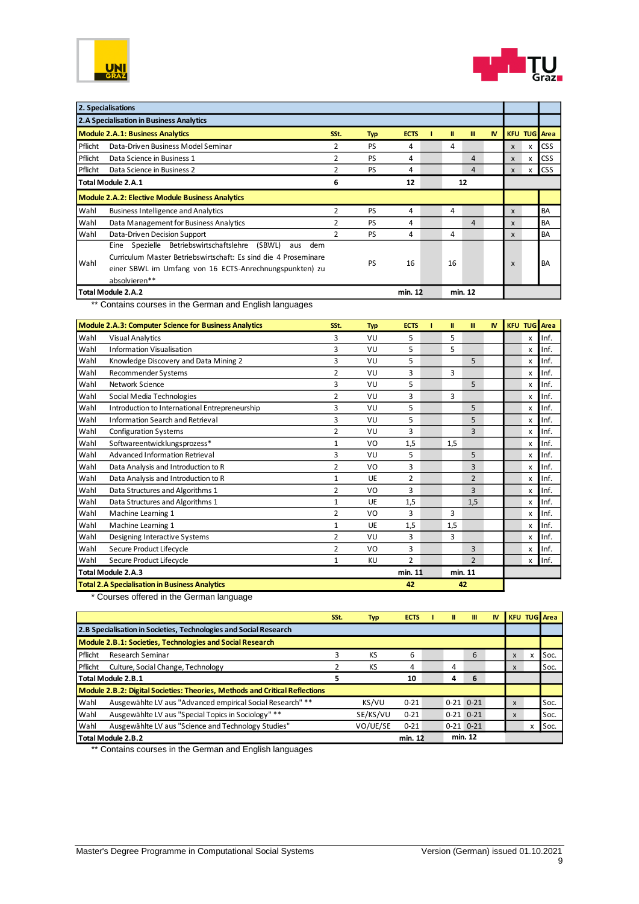| 2. Specialisations | | | | | | | | | | | | |
|---|---|---|---|---|---|---|---|---|---|---|---|---|
| **2.A Specialisation in Business Analytics** | | | | | | | | | | | | |
| **Module 2.A.1: Business Analytics** | | **SSt.** | **Typ** | **ECTS** | **I** | **II** | **III** | **IV** | **KFU** | **TUG** | **Area** |
| Pflicht | Data-Driven Business Model Seminar | 2 | PS | 4 | | 4 | | | x | x | CSS |
| Pflicht | Data Science in Business 1 | 2 | PS | 4 | | | 4 | | x | x | CSS |
| Pflicht | Data Science in Business 2 | 2 | PS | 4 | | | 4 | | x | x | CSS |
| **Total Module 2.A.1** | | **6** | | **12** | | **12** | | | | | |
| **Module 2.A.2: Elective Module Business Analytics** | | | | | | | | | | | |
| Wahl | Business Intelligence and Analytics | 2 | PS | 4 | | 4 | | | x | | BA |
| Wahl | Data Management for Business Analytics | 2 | PS | 4 | | | 4 | | x | | BA |
| Wahl | Data-Driven Decision Support | 2 | PS | 4 | | 4 | | | x | | BA |
| Wahl | Eine Spezielle Betriebswirtschaftslehre (SBWL) aus dem Curriculum Master Betriebswirtschaft: Es sind die 4 Proseminare einer SBWL im Umfang von 16 ECTS-Anrechnungspunkten zu absolvieren** | | PS | 16 | | 16 | | | x | | BA |
| **Total Module 2.A.2** | | | | **min. 12** | | **min. 12** | | | | | |

** Contains courses in the German and English languages

| **Module 2.A.3: Computer Science for Business Analytics** | | **SSt.** | **Typ** | **ECTS** | **I** | **II** | **III** | **IV** | **KFU** | **TUG** | **Area** |
|---|---|---|---|---|---|---|---|---|---|---|---|
| Wahl | Visual Analytics | 3 | VU | 5 | | 5 | | | | x | Inf. |
| Wahl | Information Visualisation | 3 | VU | 5 | | 5 | | | | x | Inf. |
| Wahl | Knowledge Discovery and Data Mining 2 | 3 | VU | 5 | | | 5 | | | x | Inf. |
| Wahl | Recommender Systems | 2 | VU | 3 | | 3 | | | | x | Inf. |
| Wahl | Network Science | 3 | VU | 5 | | | 5 | | | x | Inf. |
| Wahl | Social Media Technologies | 2 | VU | 3 | | 3 | | | | x | Inf. |
| Wahl | Introduction to International Entrepreneurship | 3 | VU | 5 | | | 5 | | | x | Inf. |
| Wahl | Information Search and Retrieval | 3 | VU | 5 | | | 5 | | | x | Inf. |
| Wahl | Configuration Systems | 2 | VU | 3 | | | 3 | | | x | Inf. |
| Wahl | Softwareentwicklungsprozess* | 1 | VO | 1,5 | | 1,5 | | | | x | Inf. |
| Wahl | Advanced Information Retrieval | 3 | VU | 5 | | | 5 | | | x | Inf. |
| Wahl | Data Analysis and Introduction to R | 2 | VO | 3 | | | 3 | | | x | Inf. |
| Wahl | Data Analysis and Introduction to R | 1 | UE | 2 | | | 2 | | | x | Inf. |
| Wahl | Data Structures and Algorithms 1 | 2 | VO | 3 | | | 3 | | | x | Inf. |
| Wahl | Data Structures and Algorithms 1 | 1 | UE | 1,5 | | | 1,5 | | | x | Inf. |
| Wahl | Machine Learning 1 | 2 | VO | 3 | | 3 | | | | x | Inf. |
| Wahl | Machine Learning 1 | 1 | UE | 1,5 | | 1,5 | | | | x | Inf. |
| Wahl | Designing Interactive Systems | 2 | VU | 3 | | 3 | | | | x | Inf. |
| Wahl | Secure Product Lifecycle | 2 | VO | 3 | | | 3 | | | x | Inf. |
| Wahl | Secure Product Lifecycle | 1 | KU | 2 | | | 2 | | | x | Inf. |
| **Total Module 2.A.3** | | | | **min. 11** | | **min. 11** | | | | | |
| **Total 2.A Specialisation in Business Analytics** | | | | **42** | | **42** | | | | | |

\* Courses offered in the German language

| | | **SSt.** | **Typ** | **ECTS** | **I** | **II** | **III** | **IV** | **KFU** | **TUG** | **Area** |
|---|---|---|---|---|---|---|---|---|---|---|---|
| **2.B Specialisation in Societies, Technologies and Social Research** | | | | | | | | | | | |
| **Module 2.B.1: Societies, Technologies and Social Research** | | | | | | | | | | | |
| Pflicht | Research Seminar | 3 | KS | 6 | | | 6 | | x | x | Soc. |
| Pflicht | Culture, Social Change, Technology | 2 | KS | 4 | | 4 | | | x | | Soc. |
| **Total Module 2.B.1** | | **5** | | **10** | | **4** | **6** | | | | |
| **Module 2.B.2: Digital Societies: Theories, Methods and Critical Reflections** | | | | | | | | | | | |
| Wahl | Ausgewählte LV aus "Advanced empirical Social Research" ** | | KS/VU | 0-21 | | 0-21 | 0-21 | | x | | Soc. |
| Wahl | Ausgewählte LV aus "Special Topics in Sociology" ** | | SE/KS/VU | 0-21 | | 0-21 | 0-21 | | x | | Soc. |
| Wahl | Ausgewählte LV aus "Science and Technology Studies" | | VO/UE/SE | 0-21 | | 0-21 | 0-21 | | | x | Soc. |
| **Total Module 2.B.2** | | | | **min. 12** | | **min. 12** | | | | | |

** Contains courses in the German and English languages

Master's Degree Programme in Computational Social Systems — Version (German) issued 01.10.2021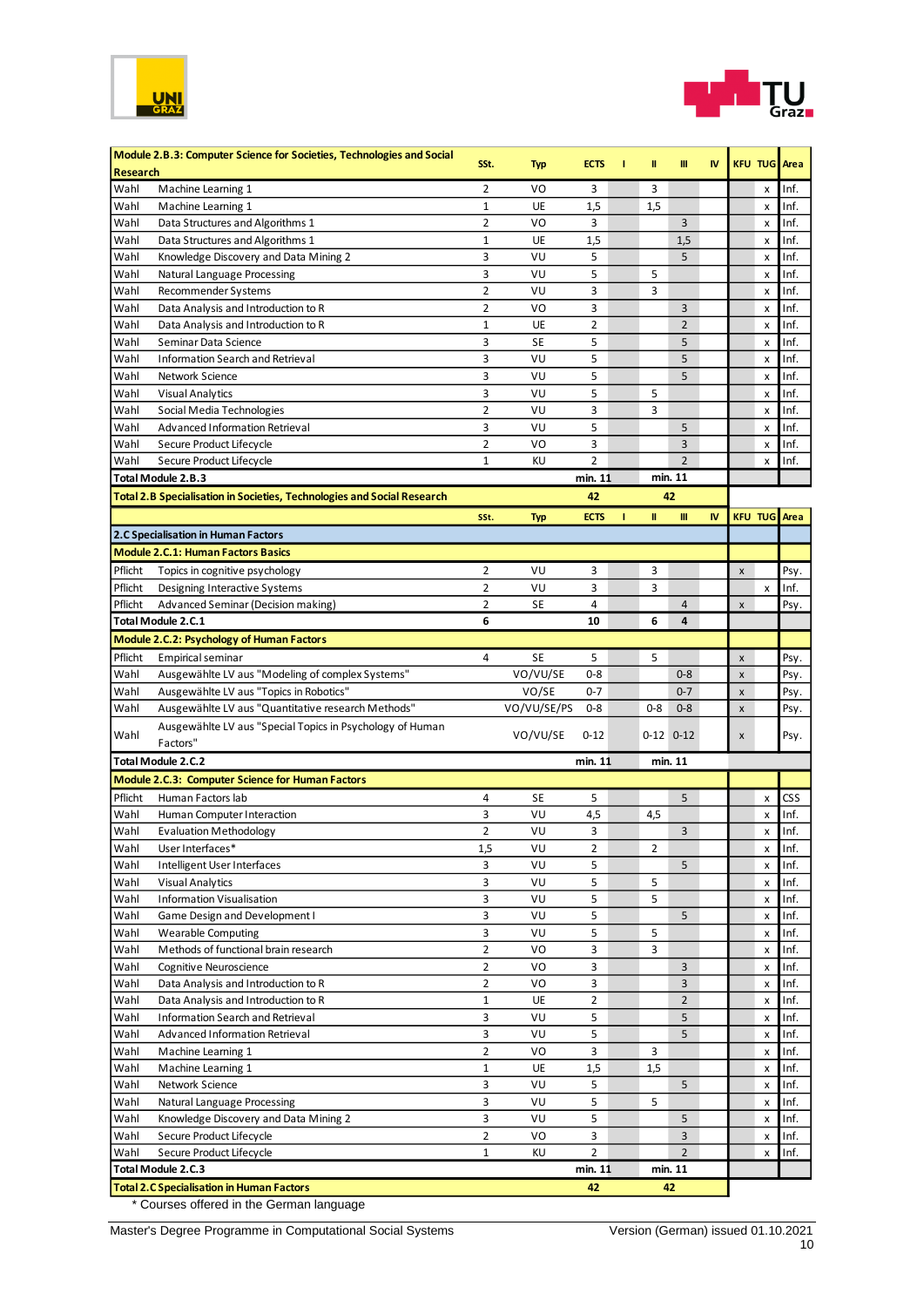| Module 2.B.3: Computer Science for Societies, Technologies and Social Research | | SSt. | Typ | ECTS | I | II | III | IV | KFU | TUG | Area |
|---|---|---|---|---|---|---|---|---|---|---|---|
| Wahl | Machine Learning 1 | 2 | VO | 3 | | 3 | | | | x | Inf. |
| Wahl | Machine Learning 1 | 1 | UE | 1,5 | | 1,5 | | | | x | Inf. |
| Wahl | Data Structures and Algorithms 1 | 2 | VO | 3 | | | 3 | | | x | Inf. |
| Wahl | Data Structures and Algorithms 1 | 1 | UE | 1,5 | | | 1,5 | | | x | Inf. |
| Wahl | Knowledge Discovery and Data Mining 2 | 3 | VU | 5 | | | 5 | | | x | Inf. |
| Wahl | Natural Language Processing | 3 | VU | 5 | | 5 | | | | x | Inf. |
| Wahl | Recommender Systems | 2 | VU | 3 | | 3 | | | | x | Inf. |
| Wahl | Data Analysis and Introduction to R | 2 | VO | 3 | | | 3 | | | x | Inf. |
| Wahl | Data Analysis and Introduction to R | 1 | UE | 2 | | | 2 | | | x | Inf. |
| Wahl | Seminar Data Science | 3 | SE | 5 | | | 5 | | | x | Inf. |
| Wahl | Information Search and Retrieval | 3 | VU | 5 | | | 5 | | | x | Inf. |
| Wahl | Network Science | 3 | VU | 5 | | | 5 | | | x | Inf. |
| Wahl | Visual Analytics | 3 | VU | 5 | | 5 | | | | x | Inf. |
| Wahl | Social Media Technologies | 2 | VU | 3 | | 3 | | | | x | Inf. |
| Wahl | Advanced Information Retrieval | 3 | VU | 5 | | | 5 | | | x | Inf. |
| Wahl | Secure Product Lifecycle | 2 | VO | 3 | | | 3 | | | x | Inf. |
| Wahl | Secure Product Lifecycle | 1 | KU | 2 | | | 2 | | | x | Inf. |
| **Total Module 2.B.3** | | | | **min. 11** | | **min. 11** | | | | | |
| **Total 2.B Specialisation in Societies, Technologies and Social Research** | | | | **42** | | **42** | | | | | |

| | | SSt. | Typ | ECTS | I | II | III | IV | KFU | TUG | Area |
|---|---|---|---|---|---|---|---|---|---|---|---|
| **2.C Specialisation in Human Factors** | | | | | | | | | | | |
| **Module 2.C.1: Human Factors Basics** | | | | | | | | | | | |
| Pflicht | Topics in cognitive psychology | 2 | VU | 3 | | 3 | | | x | | Psy. |
| Pflicht | Designing Interactive Systems | 2 | VU | 3 | | 3 | | | | x | Inf. |
| Pflicht | Advanced Seminar (Decision making) | 2 | SE | 4 | | | 4 | | x | | Psy. |
| **Total Module 2.C.1** | | **6** | | **10** | | **6** | **4** | | | | |
| **Module 2.C.2: Psychology of Human Factors** | | | | | | | | | | | |
| Pflicht | Empirical seminar | 4 | SE | 5 | | 5 | | | x | | Psy. |
| Wahl | Ausgewählte LV aus "Modeling of complex Systems" | | VO/VU/SE | 0-8 | | | 0-8 | | x | | Psy. |
| Wahl | Ausgewählte LV aus "Topics in Robotics" | | VO/SE | 0-7 | | | 0-7 | | x | | Psy. |
| Wahl | Ausgewählte LV aus "Quantitative research Methods" | | VO/VU/SE/PS | 0-8 | | 0-8 | 0-8 | | x | | Psy. |
| Wahl | Ausgewählte LV aus "Special Topics in Psychology of Human Factors" | | VO/VU/SE | 0-12 | | 0-12 | 0-12 | | x | | Psy. |
| **Total Module 2.C.2** | | | | **min. 11** | | **min. 11** | | | | | |
| **Module 2.C.3: Computer Science for Human Factors** | | | | | | | | | | | |
| Pflicht | Human Factors lab | 4 | SE | 5 | | | 5 | | | x | CSS |
| Wahl | Human Computer Interaction | 3 | VU | 4,5 | | 4,5 | | | | x | Inf. |
| Wahl | Evaluation Methodology | 2 | VU | 3 | | | 3 | | | x | Inf. |
| Wahl | User Interfaces* | 1,5 | VU | 2 | | 2 | | | | x | Inf. |
| Wahl | Intelligent User Interfaces | 3 | VU | 5 | | | 5 | | | x | Inf. |
| Wahl | Visual Analytics | 3 | VU | 5 | | 5 | | | | x | Inf. |
| Wahl | Information Visualisation | 3 | VU | 5 | | 5 | | | | x | Inf. |
| Wahl | Game Design and Development I | 3 | VU | 5 | | | 5 | | | x | Inf. |
| Wahl | Wearable Computing | 3 | VU | 5 | | 5 | | | | x | Inf. |
| Wahl | Methods of functional brain research | 2 | VO | 3 | | 3 | | | | x | Inf. |
| Wahl | Cognitive Neuroscience | 2 | VO | 3 | | | 3 | | | x | Inf. |
| Wahl | Data Analysis and Introduction to R | 2 | VO | 3 | | | 3 | | | x | Inf. |
| Wahl | Data Analysis and Introduction to R | 1 | UE | 2 | | | 2 | | | x | Inf. |
| Wahl | Information Search and Retrieval | 3 | VU | 5 | | | 5 | | | x | Inf. |
| Wahl | Advanced Information Retrieval | 3 | VU | 5 | | | 5 | | | x | Inf. |
| Wahl | Machine Learning 1 | 2 | VO | 3 | | 3 | | | | x | Inf. |
| Wahl | Machine Learning 1 | 1 | UE | 1,5 | | 1,5 | | | | x | Inf. |
| Wahl | Network Science | 3 | VU | 5 | | | 5 | | | x | Inf. |
| Wahl | Natural Language Processing | 3 | VU | 5 | | 5 | | | | x | Inf. |
| Wahl | Knowledge Discovery and Data Mining 2 | 3 | VU | 5 | | | 5 | | | x | Inf. |
| Wahl | Secure Product Lifecycle | 2 | VO | 3 | | | 3 | | | x | Inf. |
| Wahl | Secure Product Lifecycle | 1 | KU | 2 | | | 2 | | | x | Inf. |
| **Total Module 2.C.3** | | | | **min. 11** | | **min. 11** | | | | | |
| **Total 2.C Specialisation in Human Factors** | | | | **42** | | **42** | | | | | |

\* Courses offered in the German language

Master's Degree Programme in Computational Social Systems — Version (German) issued 01.10.2021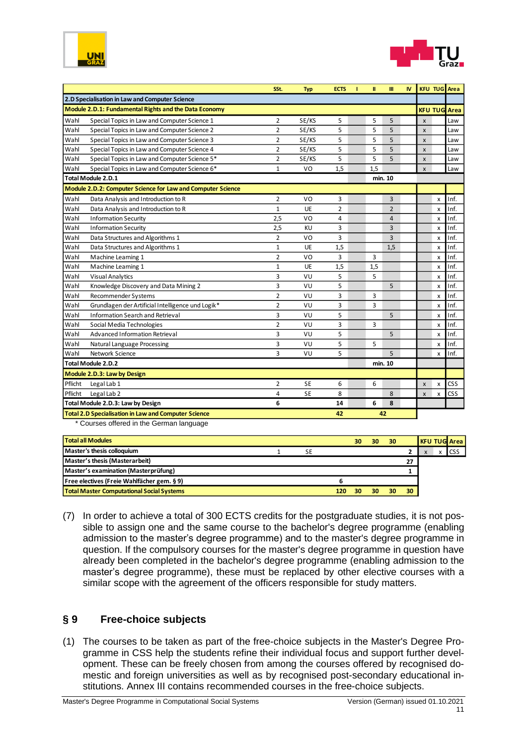| | | SSt. | Typ | ECTS | I | II | III | IV | KFU | TUG | Area |
|---|---|---|---|---|---|---|---|---|---|---|---|
| **2.D Specialisation in Law and Computer Science** | | | | | | | | | | | |
| **Module 2.D.1: Fundamental Rights and the Data Economy** | | | | | | | | | **KFU** | **TUG** | **Area** |
| Wahl | Special Topics in Law and Computer Science 1 | 2 | SE/KS | 5 | | 5 | 5 | | x | | Law |
| Wahl | Special Topics in Law and Computer Science 2 | 2 | SE/KS | 5 | | 5 | 5 | | x | | Law |
| Wahl | Special Topics in Law and Computer Science 3 | 2 | SE/KS | 5 | | 5 | 5 | | x | | Law |
| Wahl | Special Topics in Law and Computer Science 4 | 2 | SE/KS | 5 | | 5 | 5 | | x | | Law |
| Wahl | Special Topics in Law and Computer Science 5* | 2 | SE/KS | 5 | | 5 | 5 | | x | | Law |
| Wahl | Special Topics in Law and Computer Science 6* | 1 | VO | 1,5 | | 1,5 | | | x | | Law |
| **Total Module 2.D.1** | | | | | | **min. 10** | | | | | |
| **Module 2.D.2: Computer Science for Law and Computer Science** | | | | | | | | | | | |
| Wahl | Data Analysis and Introduction to R | 2 | VO | 3 | | | 3 | | | x | Inf. |
| Wahl | Data Analysis and Introduction to R | 1 | UE | 2 | | | 2 | | | x | Inf. |
| Wahl | Information Security | 2,5 | VO | 4 | | | 4 | | | x | Inf. |
| Wahl | Information Security | 2,5 | KU | 3 | | | 3 | | | x | Inf. |
| Wahl | Data Structures and Algorithms 1 | 2 | VO | 3 | | | 3 | | | x | Inf. |
| Wahl | Data Structures and Algorithms 1 | 1 | UE | 1,5 | | | 1,5 | | | x | Inf. |
| Wahl | Machine Learning 1 | 2 | VO | 3 | | 3 | | | | x | Inf. |
| Wahl | Machine Learning 1 | 1 | UE | 1,5 | | 1,5 | | | | x | Inf. |
| Wahl | Visual Analytics | 3 | VU | 5 | | 5 | | | | x | Inf. |
| Wahl | Knowledge Discovery and Data Mining 2 | 3 | VU | 5 | | | 5 | | | x | Inf. |
| Wahl | Recommender Systems | 2 | VU | 3 | | 3 | | | | x | Inf. |
| Wahl | Grundlagen der Artificial Intelligence und Logik* | 2 | VU | 3 | | 3 | | | | x | Inf. |
| Wahl | Information Search and Retrieval | 3 | VU | 5 | | | 5 | | | x | Inf. |
| Wahl | Social Media Technologies | 2 | VU | 3 | | 3 | | | | x | Inf. |
| Wahl | Advanced Information Retrieval | 3 | VU | 5 | | | 5 | | | x | Inf. |
| Wahl | Natural Language Processing | 3 | VU | 5 | | 5 | | | | x | Inf. |
| Wahl | Network Science | 3 | VU | 5 | | | 5 | | | x | Inf. |
| **Total Module 2.D.2** | | | | | | **min. 10** | | | | | |
| **Module 2.D.3: Law by Design** | | | | | | | | | | | |
| Pflicht | Legal Lab 1 | 2 | SE | 6 | | 6 | | | x | x | CSS |
| Pflicht | Legal Lab 2 | 4 | SE | 8 | | | 8 | | x | x | CSS |
| **Total Module 2.D.3: Law by Design** | | **6** | | **14** | | **6** | **8** | | | | |
| **Total 2.D Specialisation in Law and Computer Science** | | | | **42** | | **42** | | | | | |

\* Courses offered in the German language

| | SSt. | Typ | ECTS | I | II | III | IV | KFU | TUG | Area |
|---|---|---|---|---|---|---|---|---|---|---|
| **Total all Modules** | | | | 30 | 30 | 30 | | **KFU** | **TUG** | **Area** |
| **Master's thesis colloquium** | 1 | SE | | | | | 2 | x | x | CSS |
| **Master's thesis (Masterarbeit)** | | | | | | | 27 | | | |
| **Master's examination (Masterprüfung)** | | | | | | | 1 | | | |
| **Free electives (Freie Wahlfächer gem. § 9)** | | | 6 | | | | | | | |
| **Total Master Computational Social Systems** | | | **120** | **30** | **30** | **30** | **30** | | | |

(7) In order to achieve a total of 300 ECTS credits for the postgraduate studies, it is not possible to assign one and the same course to the bachelor's degree programme (enabling admission to the master's degree programme) and to the master's degree programme in question. If the compulsory courses for the master's degree programme in question have already been completed in the bachelor's degree programme (enabling admission to the master's degree programme), these must be replaced by other elective courses with a similar scope with the agreement of the officers responsible for study matters.

## § 9 Free-choice subjects

(1) The courses to be taken as part of the free-choice subjects in the Master's Degree Programme in CSS help the students refine their individual focus and support further development. These can be freely chosen from among the courses offered by recognised domestic and foreign universities as well as by recognised post-secondary educational institutions. Annex III contains recommended courses in the free-choice subjects.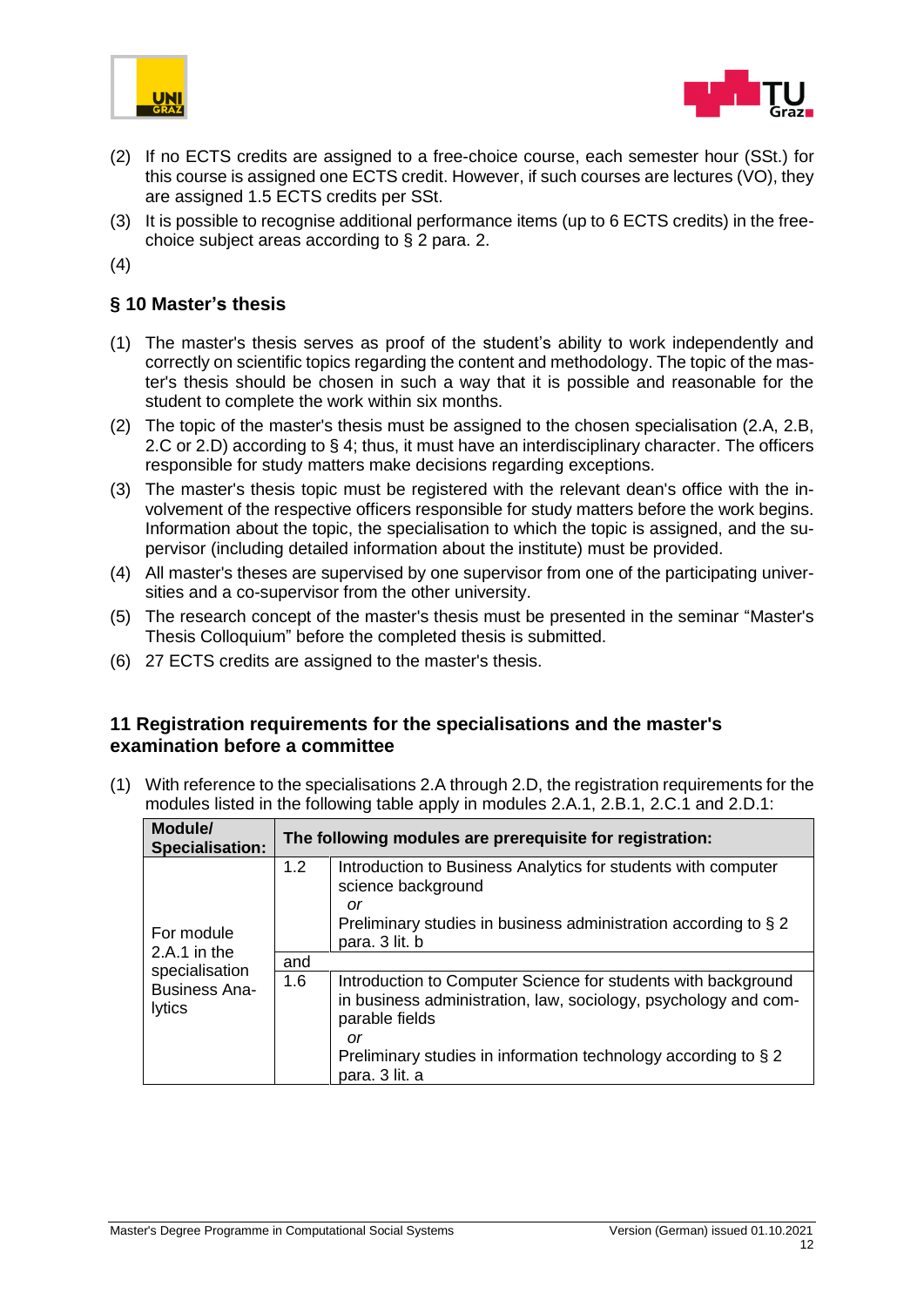(2) If no ECTS credits are assigned to a free-choice course, each semester hour (SSt.) for this course is assigned one ECTS credit. However, if such courses are lectures (VO), they are assigned 1.5 ECTS credits per SSt.

(3) It is possible to recognise additional performance items (up to 6 ECTS credits) in the free-choice subject areas according to § 2 para. 2.

(4)

## § 10 Master's thesis

(1) The master's thesis serves as proof of the student's ability to work independently and correctly on scientific topics regarding the content and methodology. The topic of the master's thesis should be chosen in such a way that it is possible and reasonable for the student to complete the work within six months.

(2) The topic of the master's thesis must be assigned to the chosen specialisation (2.A, 2.B, 2.C or 2.D) according to § 4; thus, it must have an interdisciplinary character. The officers responsible for study matters make decisions regarding exceptions.

(3) The master's thesis topic must be registered with the relevant dean's office with the involvement of the respective officers responsible for study matters before the work begins. Information about the topic, the specialisation to which the topic is assigned, and the supervisor (including detailed information about the institute) must be provided.

(4) All master's theses are supervised by one supervisor from one of the participating universities and a co-supervisor from the other university.

(5) The research concept of the master's thesis must be presented in the seminar "Master's Thesis Colloquium" before the completed thesis is submitted.

(6) 27 ECTS credits are assigned to the master's thesis.

## 11 Registration requirements for the specialisations and the master's examination before a committee

(1) With reference to the specialisations 2.A through 2.D, the registration requirements for the modules listed in the following table apply in modules 2.A.1, 2.B.1, 2.C.1 and 2.D.1:

| Module/ Specialisation: | The following modules are prerequisite for registration: | |
|---|---|---|
| For module 2.A.1 in the specialisation Business Analytics | 1.2 | Introduction to Business Analytics for students with computer science background *or* Preliminary studies in business administration according to § 2 para. 3 lit. b |
| | and | |
| | 1.6 | Introduction to Computer Science for students with background in business administration, law, sociology, psychology and comparable fields *or* Preliminary studies in information technology according to § 2 para. 3 lit. a |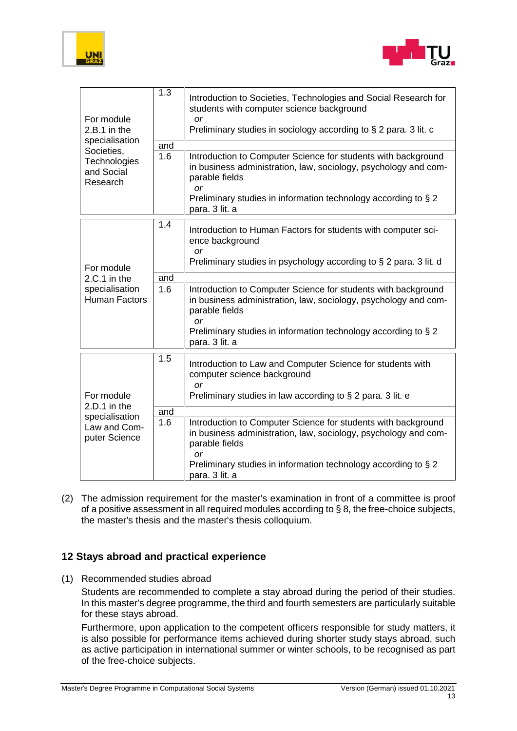| | | |
|---|---|---|
| For module 2.B.1 in the specialisation Societies, Technologies and Social Research | 1.3 | Introduction to Societies, Technologies and Social Research for students with computer science background<br>*or*<br>Preliminary studies in sociology according to § 2 para. 3 lit. c |
| | and | |
| | 1.6 | Introduction to Computer Science for students with background in business administration, law, sociology, psychology and comparable fields<br>*or*<br>Preliminary studies in information technology according to § 2 para. 3 lit. a |
| For module 2.C.1 in the specialisation Human Factors | 1.4 | Introduction to Human Factors for students with computer science background<br>*or*<br>Preliminary studies in psychology according to § 2 para. 3 lit. d |
| | and | |
| | 1.6 | Introduction to Computer Science for students with background in business administration, law, sociology, psychology and comparable fields<br>*or*<br>Preliminary studies in information technology according to § 2 para. 3 lit. a |
| For module 2.D.1 in the specialisation Law and Computer Science | 1.5 | Introduction to Law and Computer Science for students with computer science background<br>*or*<br>Preliminary studies in law according to § 2 para. 3 lit. e |
| | and | |
| | 1.6 | Introduction to Computer Science for students with background in business administration, law, sociology, psychology and comparable fields<br>*or*<br>Preliminary studies in information technology according to § 2 para. 3 lit. a |

(2) The admission requirement for the master's examination in front of a committee is proof of a positive assessment in all required modules according to § 8, the free-choice subjects, the master's thesis and the master's thesis colloquium.

## 12 Stays abroad and practical experience

(1) Recommended studies abroad

Students are recommended to complete a stay abroad during the period of their studies. In this master's degree programme, the third and fourth semesters are particularly suitable for these stays abroad.

Furthermore, upon application to the competent officers responsible for study matters, it is also possible for performance items achieved during shorter study stays abroad, such as active participation in international summer or winter schools, to be recognised as part of the free-choice subjects.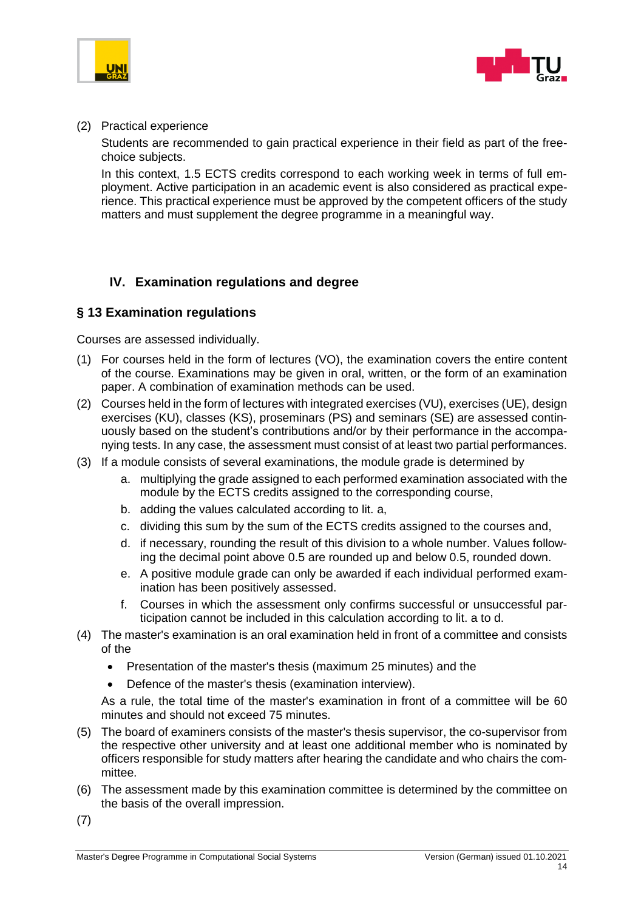(2) Practical experience

Students are recommended to gain practical experience in their field as part of the free-choice subjects.

In this context, 1.5 ECTS credits correspond to each working week in terms of full employment. Active participation in an academic event is also considered as practical experience. This practical experience must be approved by the competent officers of the study matters and must supplement the degree programme in a meaningful way.

## IV. Examination regulations and degree

### § 13 Examination regulations

Courses are assessed individually.

(1) For courses held in the form of lectures (VO), the examination covers the entire content of the course. Examinations may be given in oral, written, or the form of an examination paper. A combination of examination methods can be used.

(2) Courses held in the form of lectures with integrated exercises (VU), exercises (UE), design exercises (KU), classes (KS), proseminars (PS) and seminars (SE) are assessed continuously based on the student's contributions and/or by their performance in the accompanying tests. In any case, the assessment must consist of at least two partial performances.

(3) If a module consists of several examinations, the module grade is determined by

   a. multiplying the grade assigned to each performed examination associated with the module by the ECTS credits assigned to the corresponding course,
   b. adding the values calculated according to lit. a,
   c. dividing this sum by the sum of the ECTS credits assigned to the courses and,
   d. if necessary, rounding the result of this division to a whole number. Values following the decimal point above 0.5 are rounded up and below 0.5, rounded down.
   e. A positive module grade can only be awarded if each individual performed examination has been positively assessed.
   f. Courses in which the assessment only confirms successful or unsuccessful participation cannot be included in this calculation according to lit. a to d.

(4) The master's examination is an oral examination held in front of a committee and consists of the

   - Presentation of the master's thesis (maximum 25 minutes) and the
   - Defence of the master's thesis (examination interview).

   As a rule, the total time of the master's examination in front of a committee will be 60 minutes and should not exceed 75 minutes.

(5) The board of examiners consists of the master's thesis supervisor, the co-supervisor from the respective other university and at least one additional member who is nominated by officers responsible for study matters after hearing the candidate and who chairs the committee.

(6) The assessment made by this examination committee is determined by the committee on the basis of the overall impression.

(7)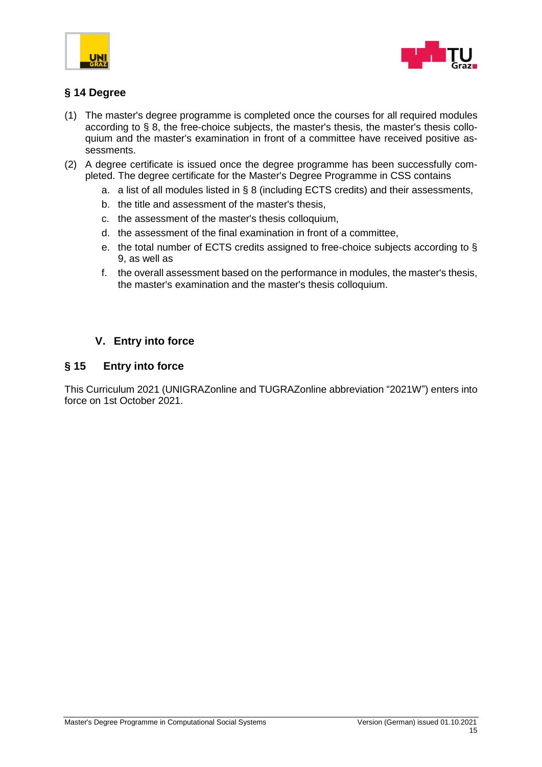## § 14 Degree

(1) The master's degree programme is completed once the courses for all required modules according to § 8, the free-choice subjects, the master's thesis, the master's thesis colloquium and the master's examination in front of a committee have received positive assessments.

(2) A degree certificate is issued once the degree programme has been successfully completed. The degree certificate for the Master's Degree Programme in CSS contains

   a. a list of all modules listed in § 8 (including ECTS credits) and their assessments,
   b. the title and assessment of the master's thesis,
   c. the assessment of the master's thesis colloquium,
   d. the assessment of the final examination in front of a committee,
   e. the total number of ECTS credits assigned to free-choice subjects according to § 9, as well as
   f. the overall assessment based on the performance in modules, the master's thesis, the master's examination and the master's thesis colloquium.

# V. Entry into force

## § 15 Entry into force

This Curriculum 2021 (UNIGRAZonline and TUGRAZonline abbreviation "2021W") enters into force on 1st October 2021.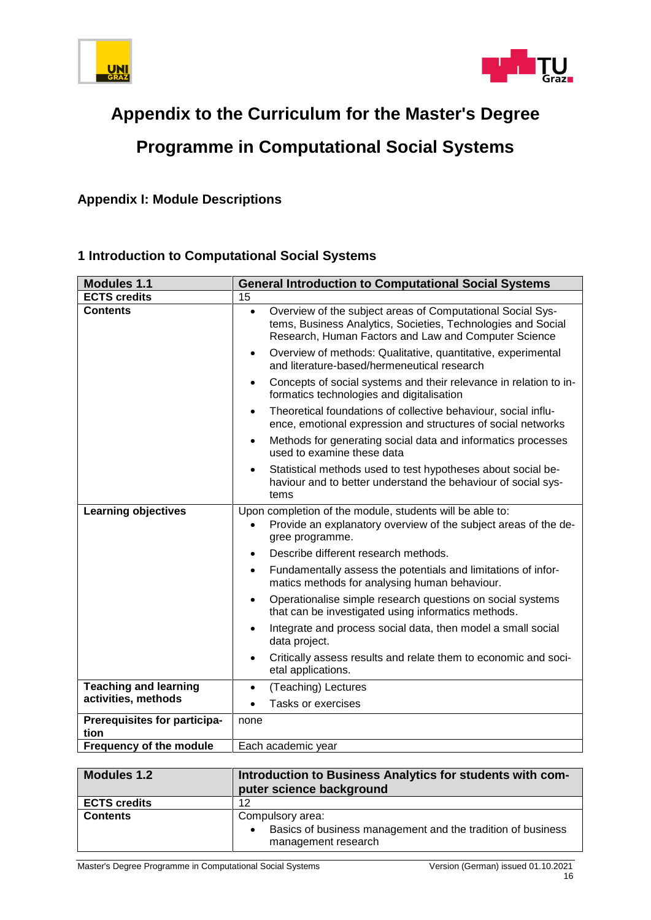# Appendix to the Curriculum for the Master's Degree Programme in Computational Social Systems

## Appendix I: Module Descriptions

### 1 Introduction to Computational Social Systems

| Modules 1.1 | General Introduction to Computational Social Systems |
|---|---|
| ECTS credits | 15 |
| Contents | • Overview of the subject areas of Computational Social Systems, Business Analytics, Societies, Technologies and Social Research, Human Factors and Law and Computer Science<br>• Overview of methods: Qualitative, quantitative, experimental and literature-based/hermeneutical research<br>• Concepts of social systems and their relevance in relation to informatics technologies and digitalisation<br>• Theoretical foundations of collective behaviour, social influence, emotional expression and structures of social networks<br>• Methods for generating social data and informatics processes used to examine these data<br>• Statistical methods used to test hypotheses about social behaviour and to better understand the behaviour of social systems |
| Learning objectives | Upon completion of the module, students will be able to:<br>• Provide an explanatory overview of the subject areas of the degree programme.<br>• Describe different research methods.<br>• Fundamentally assess the potentials and limitations of informatics methods for analysing human behaviour.<br>• Operationalise simple research questions on social systems that can be investigated using informatics methods.<br>• Integrate and process social data, then model a small social data project.<br>• Critically assess results and relate them to economic and societal applications. |
| Teaching and learning activities, methods | • (Teaching) Lectures<br>• Tasks or exercises |
| Prerequisites for participation | none |
| Frequency of the module | Each academic year |

| Modules 1.2 | Introduction to Business Analytics for students with computer science background |
|---|---|
| ECTS credits | 12 |
| Contents | Compulsory area:<br>• Basics of business management and the tradition of business management research |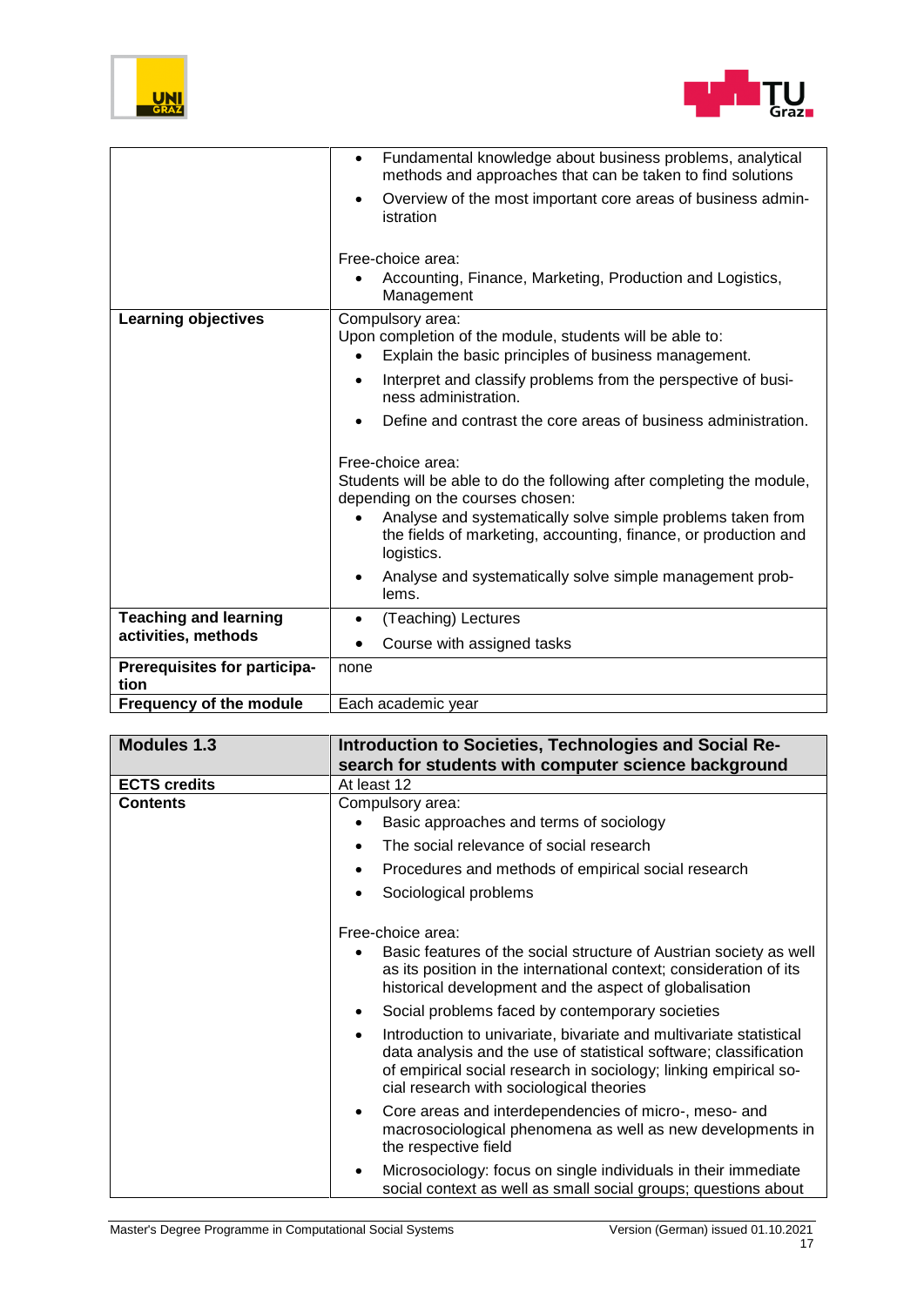| | |
|---|---|
| | • Fundamental knowledge about business problems, analytical methods and approaches that can be taken to find solutions<br>• Overview of the most important core areas of business administration<br><br>Free-choice area:<br>• Accounting, Finance, Marketing, Production and Logistics, Management |
| **Learning objectives** | Compulsory area:<br>Upon completion of the module, students will be able to:<br>• Explain the basic principles of business management.<br>• Interpret and classify problems from the perspective of business administration.<br>• Define and contrast the core areas of business administration.<br><br>Free-choice area:<br>Students will be able to do the following after completing the module, depending on the courses chosen:<br>• Analyse and systematically solve simple problems taken from the fields of marketing, accounting, finance, or production and logistics.<br>• Analyse and systematically solve simple management problems. |
| **Teaching and learning activities, methods** | • (Teaching) Lectures<br>• Course with assigned tasks |
| **Prerequisites for participation** | none |
| **Frequency of the module** | Each academic year |

| **Modules 1.3** | **Introduction to Societies, Technologies and Social Research for students with computer science background** |
|---|---|
| **ECTS credits** | At least 12 |
| **Contents** | Compulsory area:<br>• Basic approaches and terms of sociology<br>• The social relevance of social research<br>• Procedures and methods of empirical social research<br>• Sociological problems<br><br>Free-choice area:<br>• Basic features of the social structure of Austrian society as well as its position in the international context; consideration of its historical development and the aspect of globalisation<br>• Social problems faced by contemporary societies<br>• Introduction to univariate, bivariate and multivariate statistical data analysis and the use of statistical software; classification of empirical social research in sociology; linking empirical social research with sociological theories<br>• Core areas and interdependencies of micro-, meso- and macrosociological phenomena as well as new developments in the respective field<br>• Microsociology: focus on single individuals in their immediate social context as well as small social groups; questions about |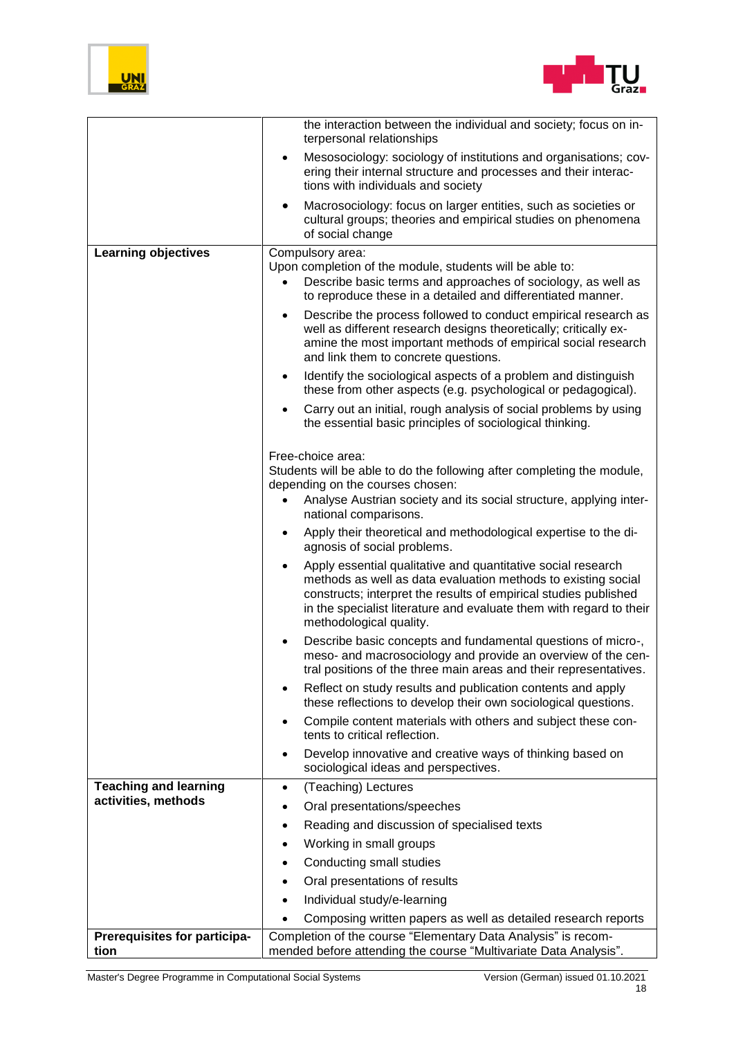| | |
|---|---|
| | the interaction between the individual and society; focus on interpersonal relationships<br>• Mesosociology: sociology of institutions and organisations; covering their internal structure and processes and their interactions with individuals and society<br>• Macrosociology: focus on larger entities, such as societies or cultural groups; theories and empirical studies on phenomena of social change |
| **Learning objectives** | Compulsory area:<br>Upon completion of the module, students will be able to:<br>• Describe basic terms and approaches of sociology, as well as to reproduce these in a detailed and differentiated manner.<br>• Describe the process followed to conduct empirical research as well as different research designs theoretically; critically examine the most important methods of empirical social research and link them to concrete questions.<br>• Identify the sociological aspects of a problem and distinguish these from other aspects (e.g. psychological or pedagogical).<br>• Carry out an initial, rough analysis of social problems by using the essential basic principles of sociological thinking.<br><br>Free-choice area:<br>Students will be able to do the following after completing the module, depending on the courses chosen:<br>• Analyse Austrian society and its social structure, applying international comparisons.<br>• Apply their theoretical and methodological expertise to the diagnosis of social problems.<br>• Apply essential qualitative and quantitative social research methods as well as data evaluation methods to existing social constructs; interpret the results of empirical studies published in the specialist literature and evaluate them with regard to their methodological quality.<br>• Describe basic concepts and fundamental questions of micro-, meso- and macrosociology and provide an overview of the central positions of the three main areas and their representatives.<br>• Reflect on study results and publication contents and apply these reflections to develop their own sociological questions.<br>• Compile content materials with others and subject these contents to critical reflection.<br>• Develop innovative and creative ways of thinking based on sociological ideas and perspectives. |
| **Teaching and learning activities, methods** | • (Teaching) Lectures<br>• Oral presentations/speeches<br>• Reading and discussion of specialised texts<br>• Working in small groups<br>• Conducting small studies<br>• Oral presentations of results<br>• Individual study/e-learning<br>• Composing written papers as well as detailed research reports |
| **Prerequisites for participation** | Completion of the course "Elementary Data Analysis" is recommended before attending the course "Multivariate Data Analysis". |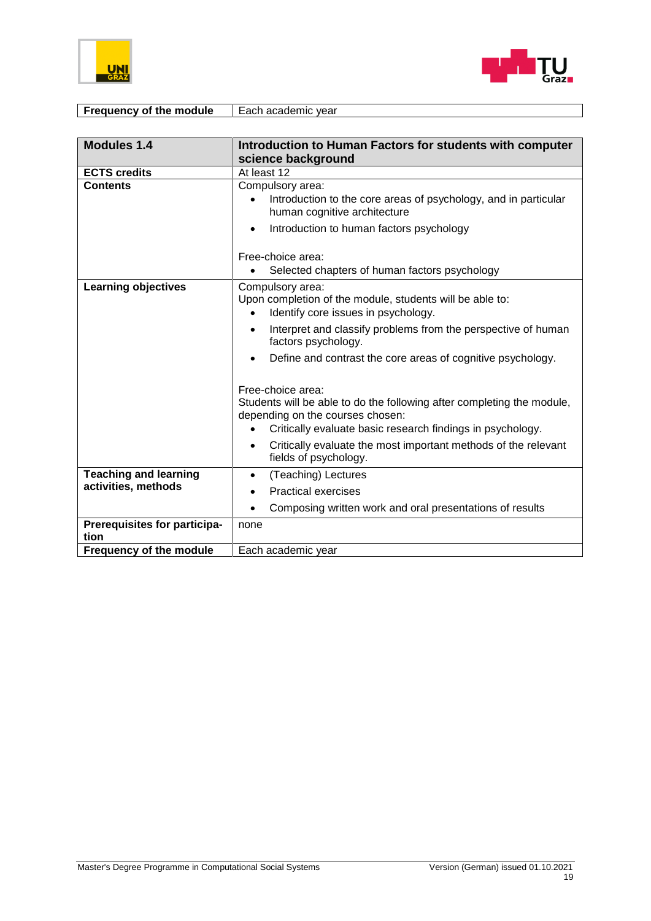| Frequency of the module | Each academic year |
| --- | --- |

| Modules 1.4 | Introduction to Human Factors for students with computer science background |
| --- | --- |
| ECTS credits | At least 12 |
| Contents | Compulsory area:<br>• Introduction to the core areas of psychology, and in particular human cognitive architecture<br>• Introduction to human factors psychology<br><br>Free-choice area:<br>• Selected chapters of human factors psychology |
| Learning objectives | Compulsory area:<br>Upon completion of the module, students will be able to:<br>• Identify core issues in psychology.<br>• Interpret and classify problems from the perspective of human factors psychology.<br>• Define and contrast the core areas of cognitive psychology.<br><br>Free-choice area:<br>Students will be able to do the following after completing the module, depending on the courses chosen:<br>• Critically evaluate basic research findings in psychology.<br>• Critically evaluate the most important methods of the relevant fields of psychology. |
| Teaching and learning activities, methods | • (Teaching) Lectures<br>• Practical exercises<br>• Composing written work and oral presentations of results |
| Prerequisites for participation | none |
| Frequency of the module | Each academic year |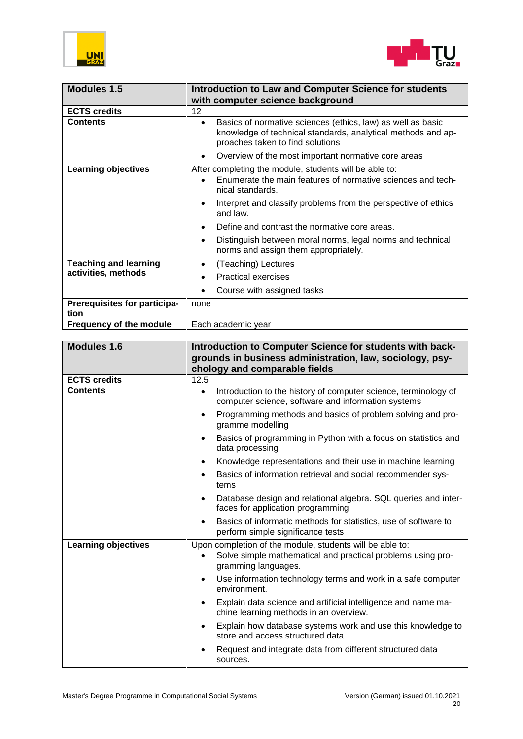| Modules 1.5 | Introduction to Law and Computer Science for students with computer science background |
|---|---|
| ECTS credits | 12 |
| Contents | • Basics of normative sciences (ethics, law) as well as basic knowledge of technical standards, analytical methods and approaches taken to find solutions<br>• Overview of the most important normative core areas |
| Learning objectives | After completing the module, students will be able to:<br>• Enumerate the main features of normative sciences and technical standards.<br>• Interpret and classify problems from the perspective of ethics and law.<br>• Define and contrast the normative core areas.<br>• Distinguish between moral norms, legal norms and technical norms and assign them appropriately. |
| Teaching and learning activities, methods | • (Teaching) Lectures<br>• Practical exercises<br>• Course with assigned tasks |
| Prerequisites for participation | none |
| Frequency of the module | Each academic year |

| Modules 1.6 | Introduction to Computer Science for students with backgrounds in business administration, law, sociology, psychology and comparable fields |
|---|---|
| ECTS credits | 12.5 |
| Contents | • Introduction to the history of computer science, terminology of computer science, software and information systems<br>• Programming methods and basics of problem solving and programme modelling<br>• Basics of programming in Python with a focus on statistics and data processing<br>• Knowledge representations and their use in machine learning<br>• Basics of information retrieval and social recommender systems<br>• Database design and relational algebra. SQL queries and interfaces for application programming<br>• Basics of informatic methods for statistics, use of software to perform simple significance tests |
| Learning objectives | Upon completion of the module, students will be able to:<br>• Solve simple mathematical and practical problems using programming languages.<br>• Use information technology terms and work in a safe computer environment.<br>• Explain data science and artificial intelligence and name machine learning methods in an overview.<br>• Explain how database systems work and use this knowledge to store and access structured data.<br>• Request and integrate data from different structured data sources. |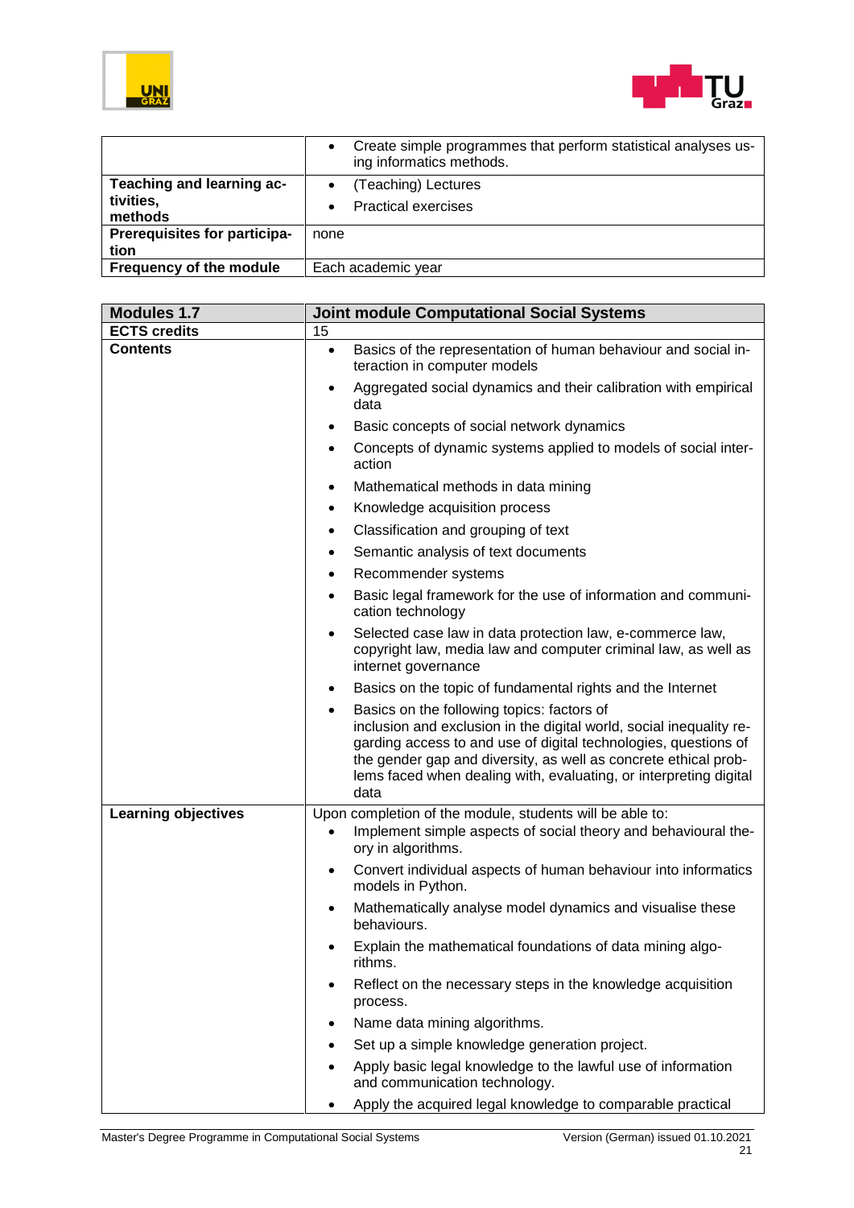| | |
|---|---|
| | • Create simple programmes that perform statistical analyses using informatics methods. |
| **Teaching and learning activities, methods** | • (Teaching) Lectures<br>• Practical exercises |
| **Prerequisites for participation** | none |
| **Frequency of the module** | Each academic year |

| **Modules 1.7** | **Joint module Computational Social Systems** |
|---|---|
| **ECTS credits** | 15 |
| **Contents** | • Basics of the representation of human behaviour and social interaction in computer models<br>• Aggregated social dynamics and their calibration with empirical data<br>• Basic concepts of social network dynamics<br>• Concepts of dynamic systems applied to models of social interaction<br>• Mathematical methods in data mining<br>• Knowledge acquisition process<br>• Classification and grouping of text<br>• Semantic analysis of text documents<br>• Recommender systems<br>• Basic legal framework for the use of information and communication technology<br>• Selected case law in data protection law, e-commerce law, copyright law, media law and computer criminal law, as well as internet governance<br>• Basics on the topic of fundamental rights and the Internet<br>• Basics on the following topics: factors of inclusion and exclusion in the digital world, social inequality regarding access to and use of digital technologies, questions of the gender gap and diversity, as well as concrete ethical problems faced when dealing with, evaluating, or interpreting digital data |
| **Learning objectives** | Upon completion of the module, students will be able to:<br>• Implement simple aspects of social theory and behavioural theory in algorithms.<br>• Convert individual aspects of human behaviour into informatics models in Python.<br>• Mathematically analyse model dynamics and visualise these behaviours.<br>• Explain the mathematical foundations of data mining algorithms.<br>• Reflect on the necessary steps in the knowledge acquisition process.<br>• Name data mining algorithms.<br>• Set up a simple knowledge generation project.<br>• Apply basic legal knowledge to the lawful use of information and communication technology.<br>• Apply the acquired legal knowledge to comparable practical |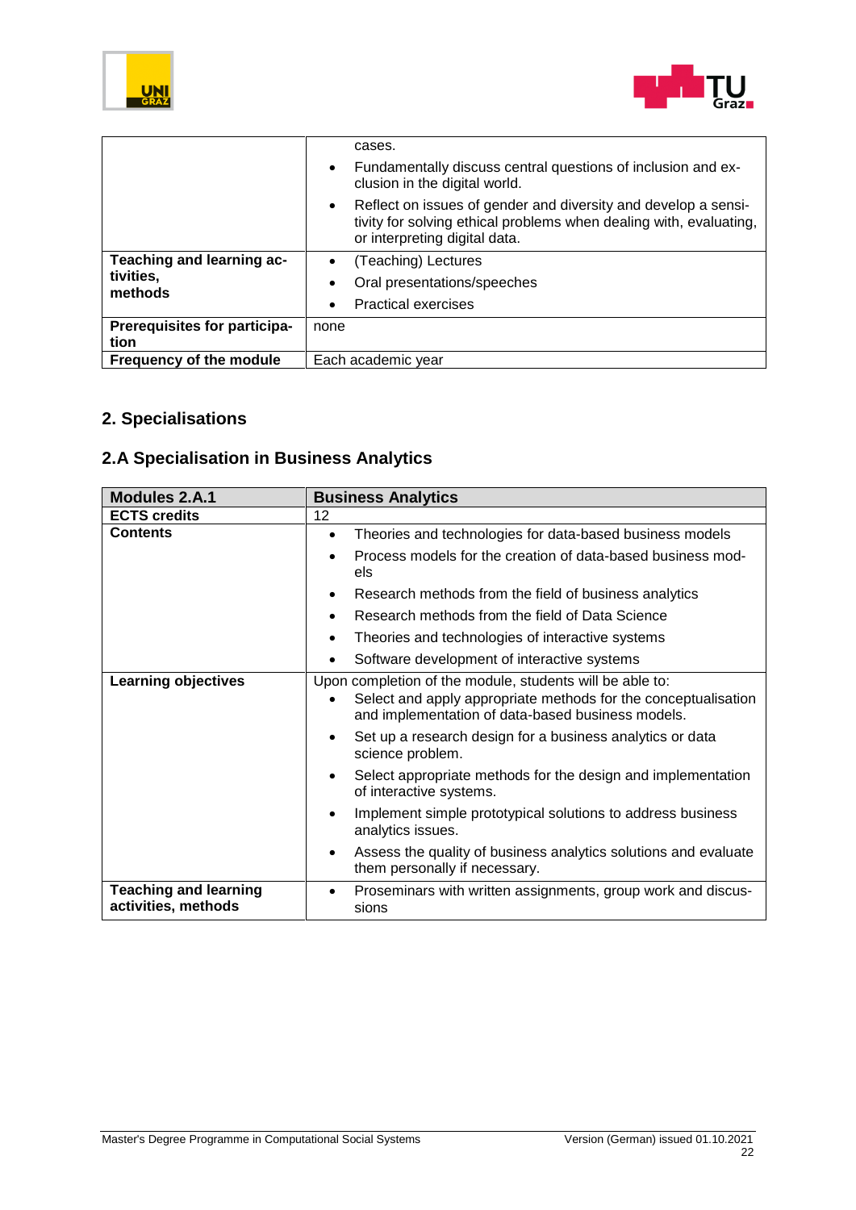| | |
|---|---|
| | cases.<br>• Fundamentally discuss central questions of inclusion and exclusion in the digital world.<br>• Reflect on issues of gender and diversity and develop a sensitivity for solving ethical problems when dealing with, evaluating, or interpreting digital data. |
| **Teaching and learning activities, methods** | • (Teaching) Lectures<br>• Oral presentations/speeches<br>• Practical exercises |
| **Prerequisites for participation** | none |
| **Frequency of the module** | Each academic year |

## 2. Specialisations

## 2.A Specialisation in Business Analytics

| **Modules 2.A.1** | **Business Analytics** |
|---|---|
| **ECTS credits** | 12 |
| **Contents** | • Theories and technologies for data-based business models<br>• Process models for the creation of data-based business models<br>• Research methods from the field of business analytics<br>• Research methods from the field of Data Science<br>• Theories and technologies of interactive systems<br>• Software development of interactive systems |
| **Learning objectives** | Upon completion of the module, students will be able to:<br>• Select and apply appropriate methods for the conceptualisation and implementation of data-based business models.<br>• Set up a research design for a business analytics or data science problem.<br>• Select appropriate methods for the design and implementation of interactive systems.<br>• Implement simple prototypical solutions to address business analytics issues.<br>• Assess the quality of business analytics solutions and evaluate them personally if necessary. |
| **Teaching and learning activities, methods** | • Proseminars with written assignments, group work and discussions |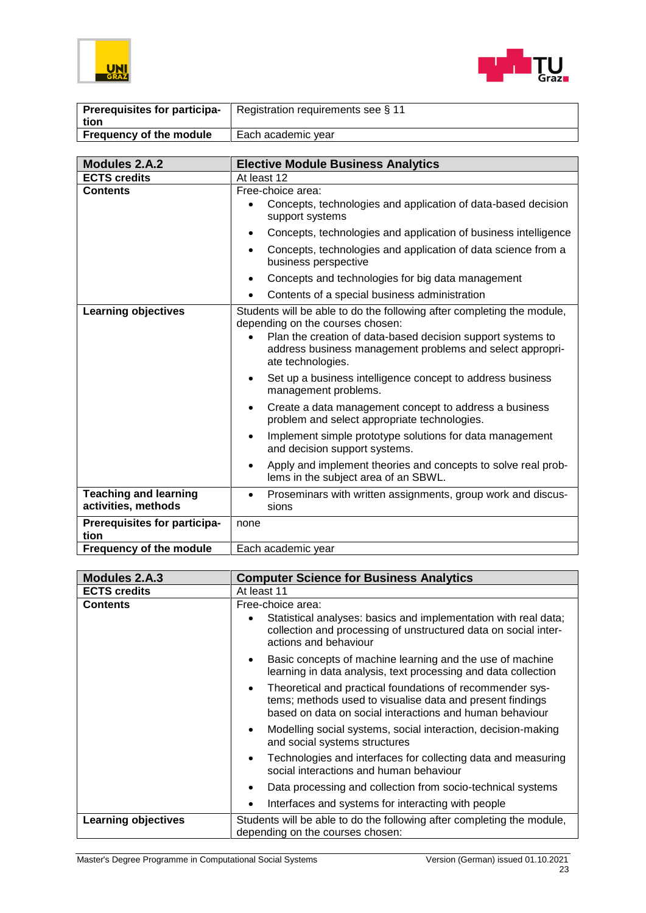| Prerequisites for participation | Registration requirements see § 11 |
|---|---|
| Frequency of the module | Each academic year |

| Modules 2.A.2 | Elective Module Business Analytics |
|---|---|
| ECTS credits | At least 12 |
| Contents | Free-choice area:<br>• Concepts, technologies and application of data-based decision support systems<br>• Concepts, technologies and application of business intelligence<br>• Concepts, technologies and application of data science from a business perspective<br>• Concepts and technologies for big data management<br>• Contents of a special business administration |
| Learning objectives | Students will be able to do the following after completing the module, depending on the courses chosen:<br>• Plan the creation of data-based decision support systems to address business management problems and select appropriate technologies.<br>• Set up a business intelligence concept to address business management problems.<br>• Create a data management concept to address a business problem and select appropriate technologies.<br>• Implement simple prototype solutions for data management and decision support systems.<br>• Apply and implement theories and concepts to solve real problems in the subject area of an SBWL. |
| Teaching and learning activities, methods | • Proseminars with written assignments, group work and discussions |
| Prerequisites for participation | none |
| Frequency of the module | Each academic year |

| Modules 2.A.3 | Computer Science for Business Analytics |
|---|---|
| ECTS credits | At least 11 |
| Contents | Free-choice area:<br>• Statistical analyses: basics and implementation with real data; collection and processing of unstructured data on social interactions and behaviour<br>• Basic concepts of machine learning and the use of machine learning in data analysis, text processing and data collection<br>• Theoretical and practical foundations of recommender systems; methods used to visualise data and present findings based on data on social interactions and human behaviour<br>• Modelling social systems, social interaction, decision-making and social systems structures<br>• Technologies and interfaces for collecting data and measuring social interactions and human behaviour<br>• Data processing and collection from socio-technical systems<br>• Interfaces and systems for interacting with people |
| Learning objectives | Students will be able to do the following after completing the module, depending on the courses chosen: |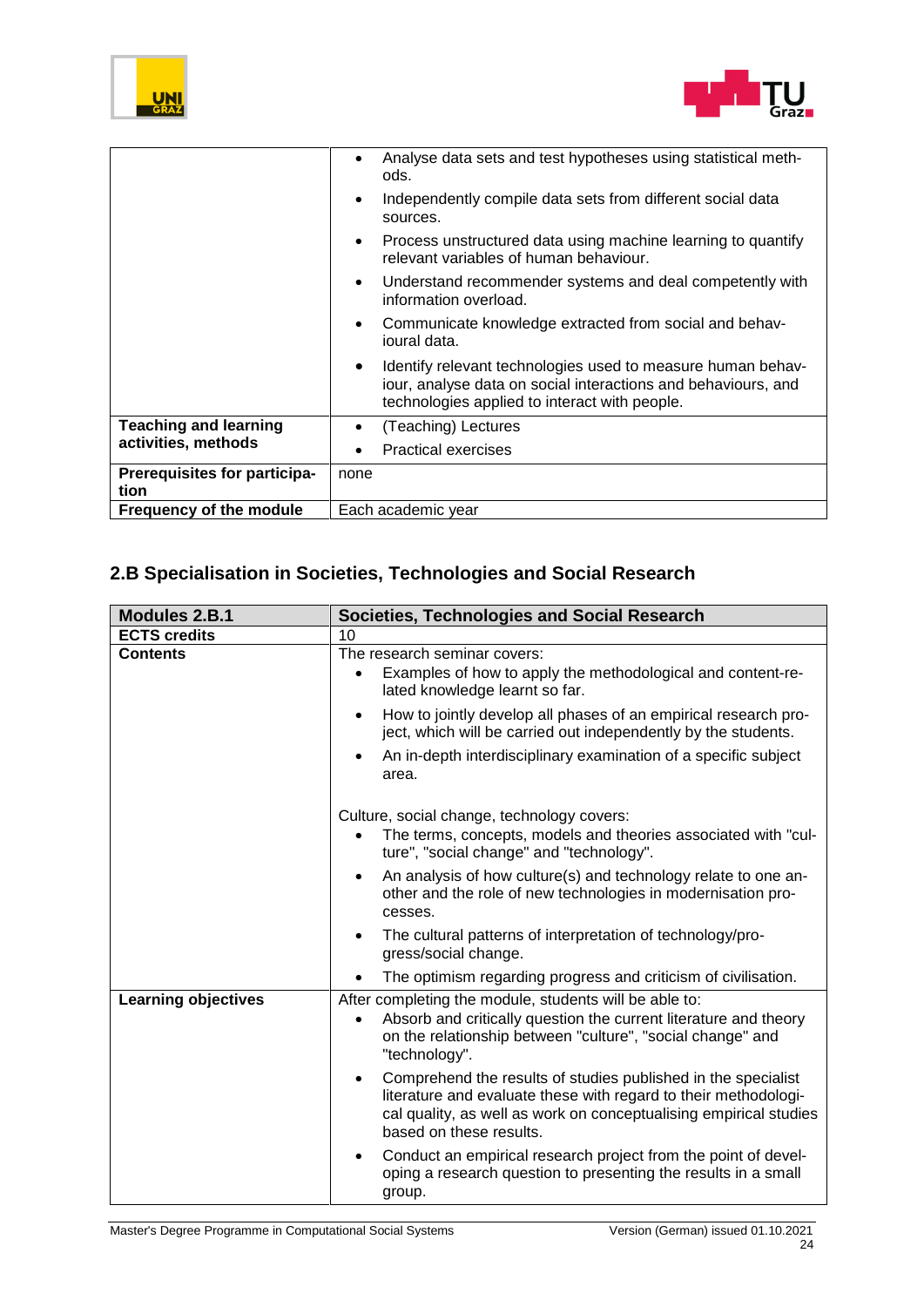| | |
|---|---|
| | • Analyse data sets and test hypotheses using statistical methods.<br>• Independently compile data sets from different social data sources.<br>• Process unstructured data using machine learning to quantify relevant variables of human behaviour.<br>• Understand recommender systems and deal competently with information overload.<br>• Communicate knowledge extracted from social and behavioural data.<br>• Identify relevant technologies used to measure human behaviour, analyse data on social interactions and behaviours, and technologies applied to interact with people. |
| **Teaching and learning activities, methods** | • (Teaching) Lectures<br>• Practical exercises |
| **Prerequisites for participation** | none |
| **Frequency of the module** | Each academic year |

## 2.B Specialisation in Societies, Technologies and Social Research

| **Modules 2.B.1** | **Societies, Technologies and Social Research** |
|---|---|
| **ECTS credits** | 10 |
| **Contents** | The research seminar covers:<br>• Examples of how to apply the methodological and content-related knowledge learnt so far.<br>• How to jointly develop all phases of an empirical research project, which will be carried out independently by the students.<br>• An in-depth interdisciplinary examination of a specific subject area.<br><br>Culture, social change, technology covers:<br>• The terms, concepts, models and theories associated with "culture", "social change" and "technology".<br>• An analysis of how culture(s) and technology relate to one another and the role of new technologies in modernisation processes.<br>• The cultural patterns of interpretation of technology/progress/social change.<br>• The optimism regarding progress and criticism of civilisation. |
| **Learning objectives** | After completing the module, students will be able to:<br>• Absorb and critically question the current literature and theory on the relationship between "culture", "social change" and "technology".<br>• Comprehend the results of studies published in the specialist literature and evaluate these with regard to their methodological quality, as well as work on conceptualising empirical studies based on these results.<br>• Conduct an empirical research project from the point of developing a research question to presenting the results in a small group. |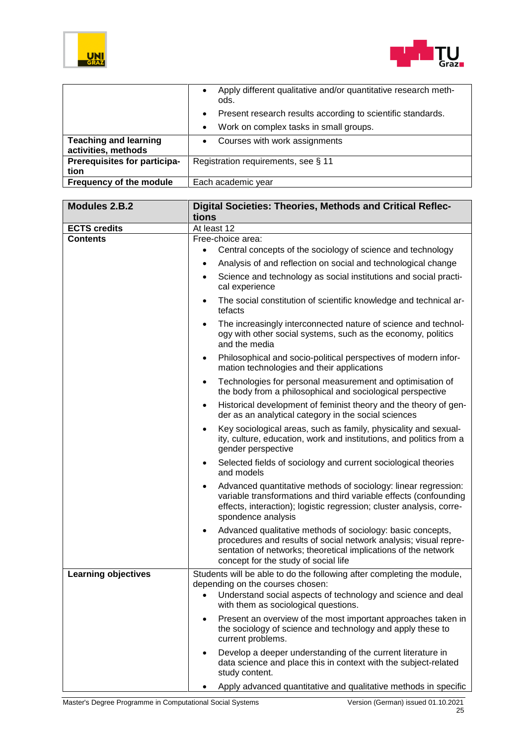| | |
|---|---|
| | • Apply different qualitative and/or quantitative research methods.<br>• Present research results according to scientific standards.<br>• Work on complex tasks in small groups. |
| **Teaching and learning activities, methods** | • Courses with work assignments |
| **Prerequisites for participation** | Registration requirements, see § 11 |
| **Frequency of the module** | Each academic year |

| **Modules 2.B.2** | **Digital Societies: Theories, Methods and Critical Reflections** |
|---|---|
| **ECTS credits** | At least 12 |
| **Contents** | Free-choice area:<br>• Central concepts of the sociology of science and technology<br>• Analysis of and reflection on social and technological change<br>• Science and technology as social institutions and social practical experience<br>• The social constitution of scientific knowledge and technical artefacts<br>• The increasingly interconnected nature of science and technology with other social systems, such as the economy, politics and the media<br>• Philosophical and socio-political perspectives of modern information technologies and their applications<br>• Technologies for personal measurement and optimisation of the body from a philosophical and sociological perspective<br>• Historical development of feminist theory and the theory of gender as an analytical category in the social sciences<br>• Key sociological areas, such as family, physicality and sexuality, culture, education, work and institutions, and politics from a gender perspective<br>• Selected fields of sociology and current sociological theories and models<br>• Advanced quantitative methods of sociology: linear regression: variable transformations and third variable effects (confounding effects, interaction); logistic regression; cluster analysis, correspondence analysis<br>• Advanced qualitative methods of sociology: basic concepts, procedures and results of social network analysis; visual representation of networks; theoretical implications of the network concept for the study of social life |
| **Learning objectives** | Students will be able to do the following after completing the module, depending on the courses chosen:<br>• Understand social aspects of technology and science and deal with them as sociological questions.<br>• Present an overview of the most important approaches taken in the sociology of science and technology and apply these to current problems.<br>• Develop a deeper understanding of the current literature in data science and place this in context with the subject-related study content.<br>• Apply advanced quantitative and qualitative methods in specific |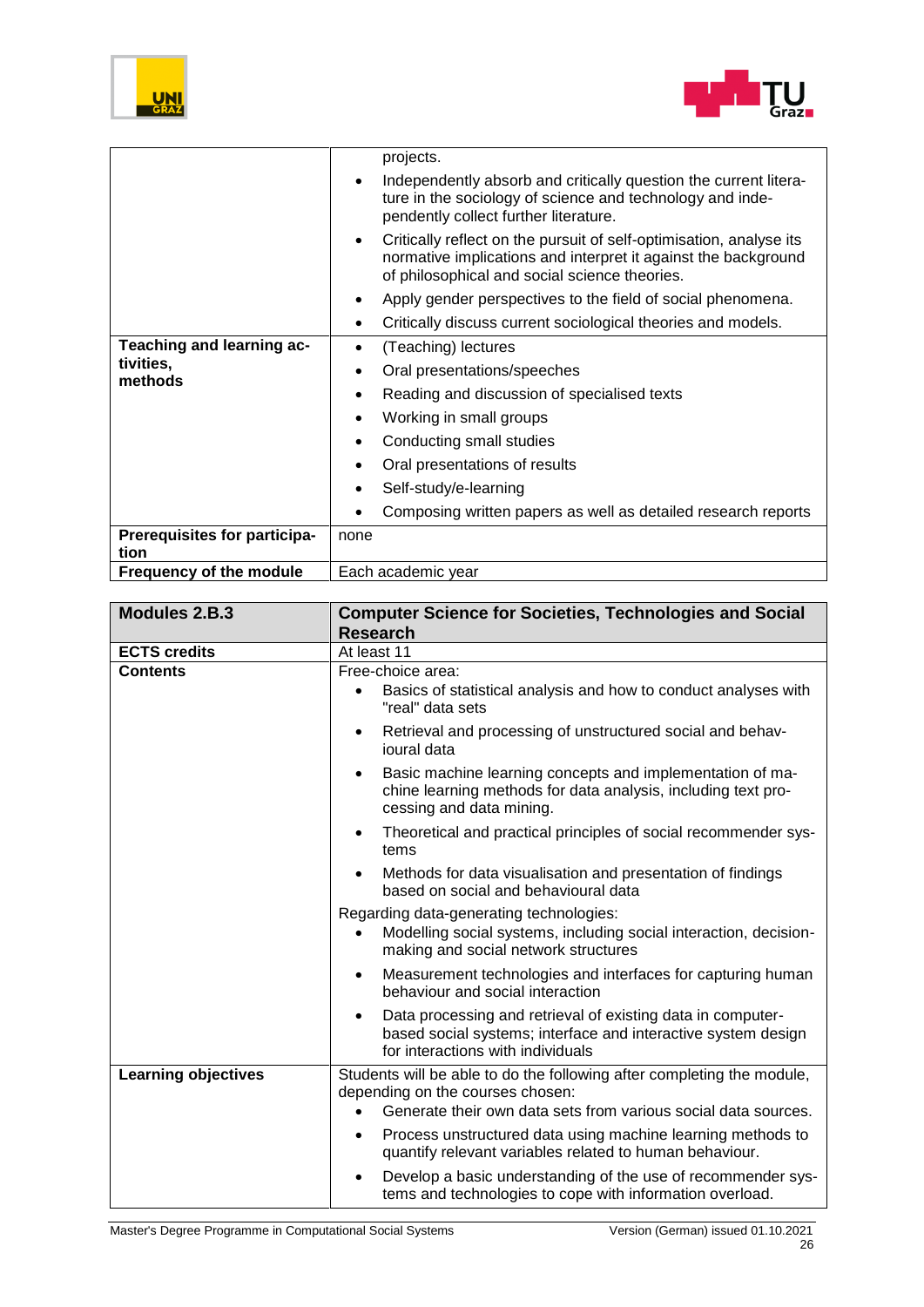| | |
|---|---|
| | projects.<br>• Independently absorb and critically question the current literature in the sociology of science and technology and independently collect further literature.<br>• Critically reflect on the pursuit of self-optimisation, analyse its normative implications and interpret it against the background of philosophical and social science theories.<br>• Apply gender perspectives to the field of social phenomena.<br>• Critically discuss current sociological theories and models. |
| **Teaching and learning activities, methods** | • (Teaching) lectures<br>• Oral presentations/speeches<br>• Reading and discussion of specialised texts<br>• Working in small groups<br>• Conducting small studies<br>• Oral presentations of results<br>• Self-study/e-learning<br>• Composing written papers as well as detailed research reports |
| **Prerequisites for participation** | none |
| **Frequency of the module** | Each academic year |

| **Modules 2.B.3** | **Computer Science for Societies, Technologies and Social Research** |
|---|---|
| **ECTS credits** | At least 11 |
| **Contents** | Free-choice area:<br>• Basics of statistical analysis and how to conduct analyses with "real" data sets<br>• Retrieval and processing of unstructured social and behavioural data<br>• Basic machine learning concepts and implementation of machine learning methods for data analysis, including text processing and data mining.<br>• Theoretical and practical principles of social recommender systems<br>• Methods for data visualisation and presentation of findings based on social and behavioural data<br>Regarding data-generating technologies:<br>• Modelling social systems, including social interaction, decision-making and social network structures<br>• Measurement technologies and interfaces for capturing human behaviour and social interaction<br>• Data processing and retrieval of existing data in computer-based social systems; interface and interactive system design for interactions with individuals |
| **Learning objectives** | Students will be able to do the following after completing the module, depending on the courses chosen:<br>• Generate their own data sets from various social data sources.<br>• Process unstructured data using machine learning methods to quantify relevant variables related to human behaviour.<br>• Develop a basic understanding of the use of recommender systems and technologies to cope with information overload. |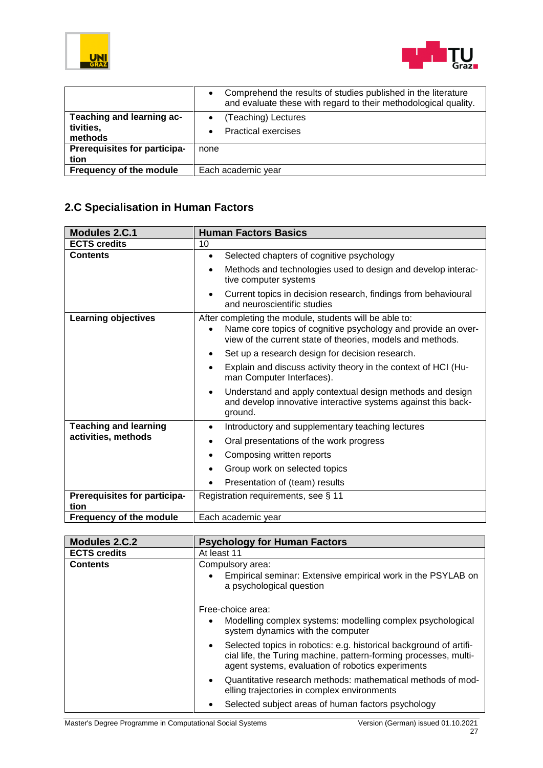| | |
|---|---|
| | • Comprehend the results of studies published in the literature and evaluate these with regard to their methodological quality. |
| **Teaching and learning activities, methods** | • (Teaching) Lectures<br>• Practical exercises |
| **Prerequisites for participation** | none |
| **Frequency of the module** | Each academic year |

## 2.C Specialisation in Human Factors

| **Modules 2.C.1** | **Human Factors Basics** |
|---|---|
| **ECTS credits** | 10 |
| **Contents** | • Selected chapters of cognitive psychology<br>• Methods and technologies used to design and develop interactive computer systems<br>• Current topics in decision research, findings from behavioural and neuroscientific studies |
| **Learning objectives** | After completing the module, students will be able to:<br>• Name core topics of cognitive psychology and provide an overview of the current state of theories, models and methods.<br>• Set up a research design for decision research.<br>• Explain and discuss activity theory in the context of HCI (Human Computer Interfaces).<br>• Understand and apply contextual design methods and design and develop innovative interactive systems against this background. |
| **Teaching and learning activities, methods** | • Introductory and supplementary teaching lectures<br>• Oral presentations of the work progress<br>• Composing written reports<br>• Group work on selected topics<br>• Presentation of (team) results |
| **Prerequisites for participation** | Registration requirements, see § 11 |
| **Frequency of the module** | Each academic year |

| **Modules 2.C.2** | **Psychology for Human Factors** |
|---|---|
| **ECTS credits** | At least 11 |
| **Contents** | Compulsory area:<br>• Empirical seminar: Extensive empirical work in the PSYLAB on a psychological question<br><br>Free-choice area:<br>• Modelling complex systems: modelling complex psychological system dynamics with the computer<br>• Selected topics in robotics: e.g. historical background of artificial life, the Turing machine, pattern-forming processes, multi-agent systems, evaluation of robotics experiments<br>• Quantitative research methods: mathematical methods of modelling trajectories in complex environments<br>• Selected subject areas of human factors psychology |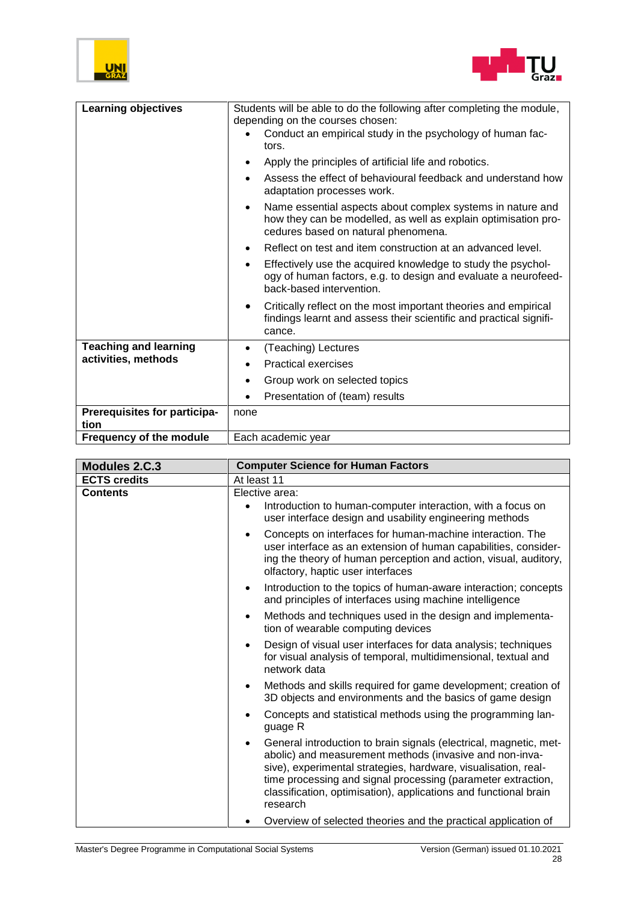| | |
|---|---|
| **Learning objectives** | Students will be able to do the following after completing the module, depending on the courses chosen:<br>• Conduct an empirical study in the psychology of human factors.<br>• Apply the principles of artificial life and robotics.<br>• Assess the effect of behavioural feedback and understand how adaptation processes work.<br>• Name essential aspects about complex systems in nature and how they can be modelled, as well as explain optimisation procedures based on natural phenomena.<br>• Reflect on test and item construction at an advanced level.<br>• Effectively use the acquired knowledge to study the psychology of human factors, e.g. to design and evaluate a neurofeedback-based intervention.<br>• Critically reflect on the most important theories and empirical findings learnt and assess their scientific and practical significance. |
| **Teaching and learning activities, methods** | • (Teaching) Lectures<br>• Practical exercises<br>• Group work on selected topics<br>• Presentation of (team) results |
| **Prerequisites for participation** | none |
| **Frequency of the module** | Each academic year |

| **Modules 2.C.3** | **Computer Science for Human Factors** |
|---|---|
| **ECTS credits** | At least 11 |
| **Contents** | Elective area:<br>• Introduction to human-computer interaction, with a focus on user interface design and usability engineering methods<br>• Concepts on interfaces for human-machine interaction. The user interface as an extension of human capabilities, considering the theory of human perception and action, visual, auditory, olfactory, haptic user interfaces<br>• Introduction to the topics of human-aware interaction; concepts and principles of interfaces using machine intelligence<br>• Methods and techniques used in the design and implementation of wearable computing devices<br>• Design of visual user interfaces for data analysis; techniques for visual analysis of temporal, multidimensional, textual and network data<br>• Methods and skills required for game development; creation of 3D objects and environments and the basics of game design<br>• Concepts and statistical methods using the programming language R<br>• General introduction to brain signals (electrical, magnetic, metabolic) and measurement methods (invasive and non-invasive), experimental strategies, hardware, visualisation, real-time processing and signal processing (parameter extraction, classification, optimisation), applications and functional brain research<br>• Overview of selected theories and the practical application of |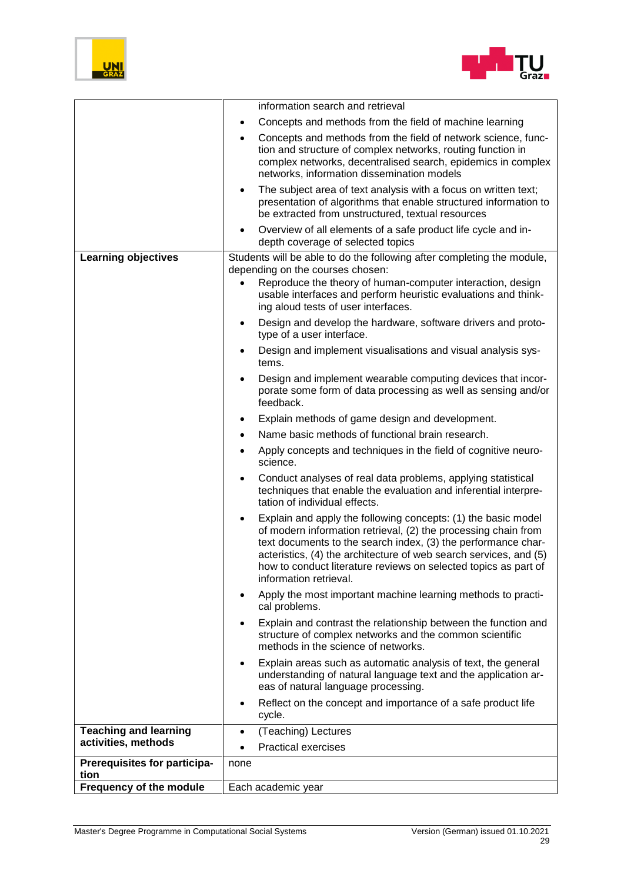| | |
|---|---|
| | information search and retrieval<br>• Concepts and methods from the field of machine learning<br>• Concepts and methods from the field of network science, function and structure of complex networks, routing function in complex networks, decentralised search, epidemics in complex networks, information dissemination models<br>• The subject area of text analysis with a focus on written text; presentation of algorithms that enable structured information to be extracted from unstructured, textual resources<br>• Overview of all elements of a safe product life cycle and in-depth coverage of selected topics |
| **Learning objectives** | Students will be able to do the following after completing the module, depending on the courses chosen:<br>• Reproduce the theory of human-computer interaction, design usable interfaces and perform heuristic evaluations and thinking aloud tests of user interfaces.<br>• Design and develop the hardware, software drivers and prototype of a user interface.<br>• Design and implement visualisations and visual analysis systems.<br>• Design and implement wearable computing devices that incorporate some form of data processing as well as sensing and/or feedback.<br>• Explain methods of game design and development.<br>• Name basic methods of functional brain research.<br>• Apply concepts and techniques in the field of cognitive neuroscience.<br>• Conduct analyses of real data problems, applying statistical techniques that enable the evaluation and inferential interpretation of individual effects.<br>• Explain and apply the following concepts: (1) the basic model of modern information retrieval, (2) the processing chain from text documents to the search index, (3) the performance characteristics, (4) the architecture of web search services, and (5) how to conduct literature reviews on selected topics as part of information retrieval.<br>• Apply the most important machine learning methods to practical problems.<br>• Explain and contrast the relationship between the function and structure of complex networks and the common scientific methods in the science of networks.<br>• Explain areas such as automatic analysis of text, the general understanding of natural language text and the application areas of natural language processing.<br>• Reflect on the concept and importance of a safe product life cycle. |
| **Teaching and learning activities, methods** | • (Teaching) Lectures<br>• Practical exercises |
| **Prerequisites for participation** | none |
| **Frequency of the module** | Each academic year |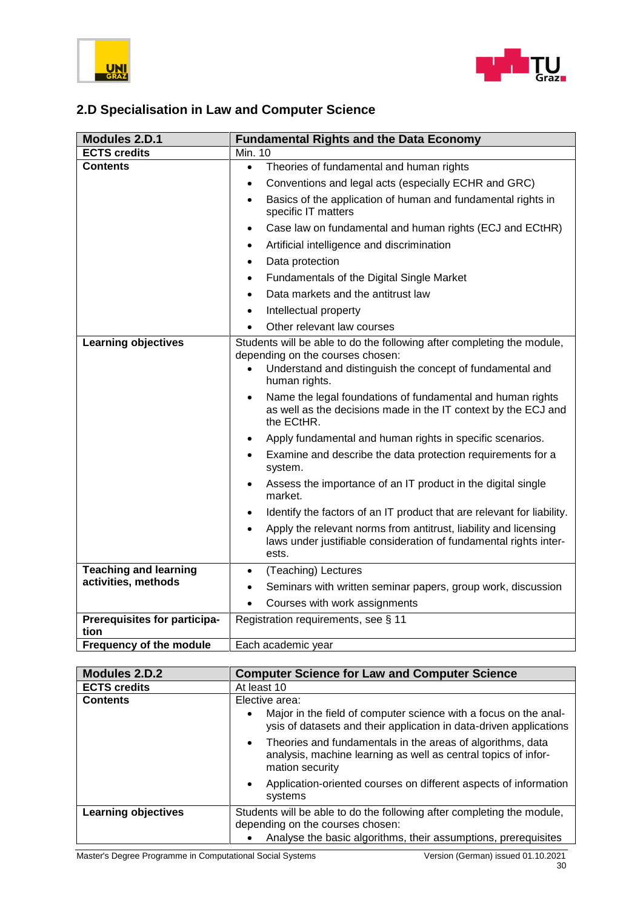## 2.D Specialisation in Law and Computer Science

| Modules 2.D.1 | Fundamental Rights and the Data Economy |
|---|---|
| ECTS credits | Min. 10 |
| Contents | • Theories of fundamental and human rights<br>• Conventions and legal acts (especially ECHR and GRC)<br>• Basics of the application of human and fundamental rights in specific IT matters<br>• Case law on fundamental and human rights (ECJ and ECtHR)<br>• Artificial intelligence and discrimination<br>• Data protection<br>• Fundamentals of the Digital Single Market<br>• Data markets and the antitrust law<br>• Intellectual property<br>• Other relevant law courses |
| Learning objectives | Students will be able to do the following after completing the module, depending on the courses chosen:<br>• Understand and distinguish the concept of fundamental and human rights.<br>• Name the legal foundations of fundamental and human rights as well as the decisions made in the IT context by the ECJ and the ECtHR.<br>• Apply fundamental and human rights in specific scenarios.<br>• Examine and describe the data protection requirements for a system.<br>• Assess the importance of an IT product in the digital single market.<br>• Identify the factors of an IT product that are relevant for liability.<br>• Apply the relevant norms from antitrust, liability and licensing laws under justifiable consideration of fundamental rights interests. |
| Teaching and learning activities, methods | • (Teaching) Lectures<br>• Seminars with written seminar papers, group work, discussion<br>• Courses with work assignments |
| Prerequisites for participation | Registration requirements, see § 11 |
| Frequency of the module | Each academic year |

| Modules 2.D.2 | Computer Science for Law and Computer Science |
|---|---|
| ECTS credits | At least 10 |
| Contents | Elective area:<br>• Major in the field of computer science with a focus on the analysis of datasets and their application in data-driven applications<br>• Theories and fundamentals in the areas of algorithms, data analysis, machine learning as well as central topics of information security<br>• Application-oriented courses on different aspects of information systems |
| Learning objectives | Students will be able to do the following after completing the module, depending on the courses chosen:<br>• Analyse the basic algorithms, their assumptions, prerequisites |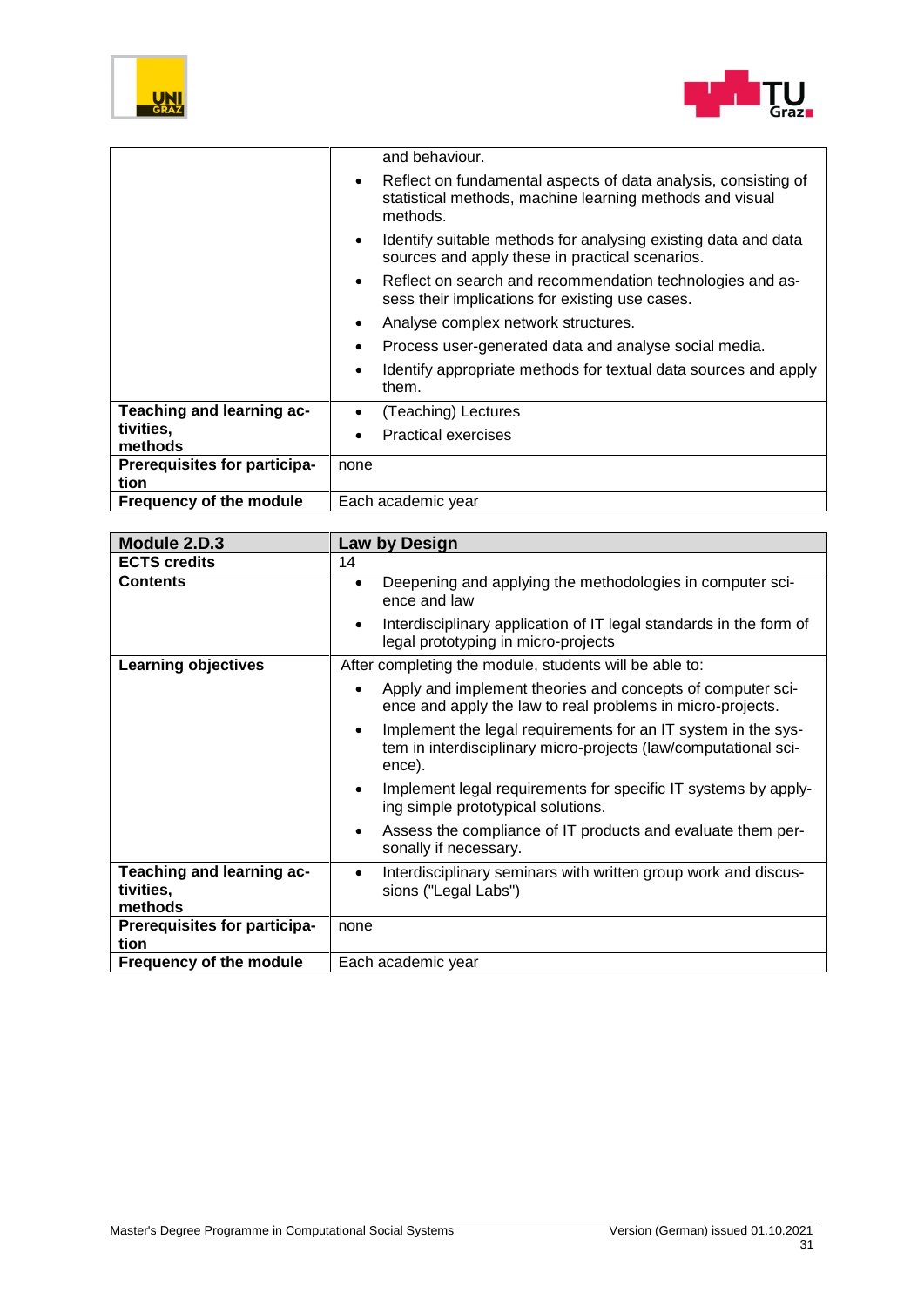| | |
|---|---|
| | and behaviour.<br>• Reflect on fundamental aspects of data analysis, consisting of statistical methods, machine learning methods and visual methods.<br>• Identify suitable methods for analysing existing data and data sources and apply these in practical scenarios.<br>• Reflect on search and recommendation technologies and assess their implications for existing use cases.<br>• Analyse complex network structures.<br>• Process user-generated data and analyse social media.<br>• Identify appropriate methods for textual data sources and apply them. |
| **Teaching and learning activities, methods** | • (Teaching) Lectures<br>• Practical exercises |
| **Prerequisites for participation** | none |
| **Frequency of the module** | Each academic year |

| **Module 2.D.3** | **Law by Design** |
|---|---|
| **ECTS credits** | 14 |
| **Contents** | • Deepening and applying the methodologies in computer science and law<br>• Interdisciplinary application of IT legal standards in the form of legal prototyping in micro-projects |
| **Learning objectives** | After completing the module, students will be able to:<br>• Apply and implement theories and concepts of computer science and apply the law to real problems in micro-projects.<br>• Implement the legal requirements for an IT system in the system in interdisciplinary micro-projects (law/computational science).<br>• Implement legal requirements for specific IT systems by applying simple prototypical solutions.<br>• Assess the compliance of IT products and evaluate them personally if necessary. |
| **Teaching and learning activities, methods** | • Interdisciplinary seminars with written group work and discussions ("Legal Labs") |
| **Prerequisites for participation** | none |
| **Frequency of the module** | Each academic year |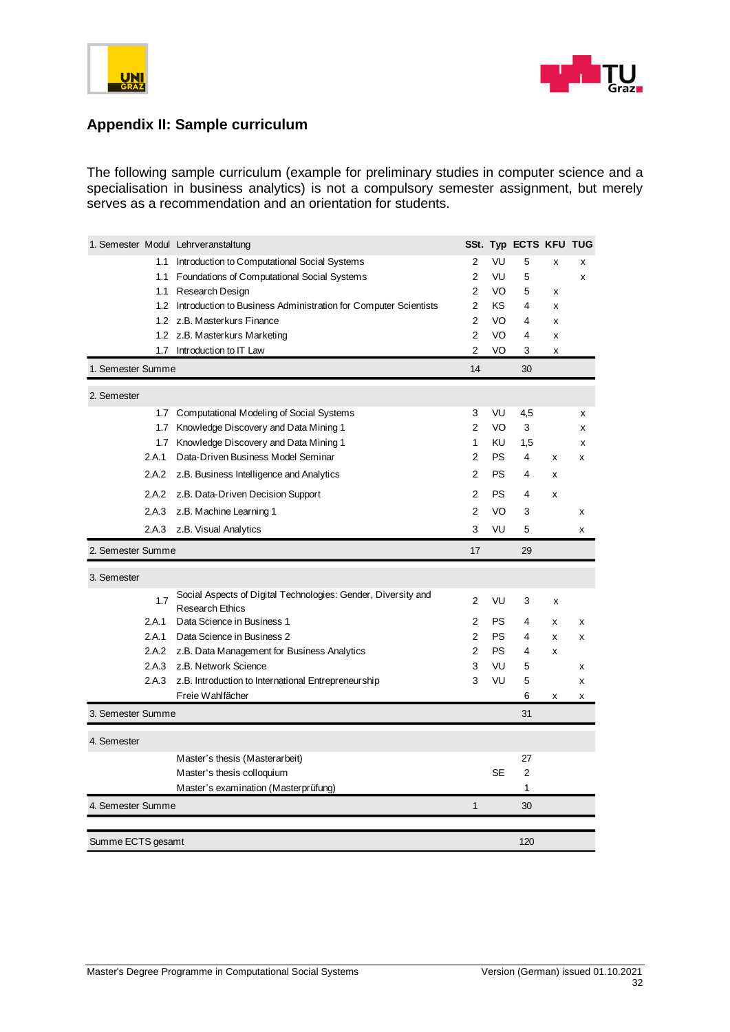## Appendix II: Sample curriculum

The following sample curriculum (example for preliminary studies in computer science and a specialisation in business analytics) is not a compulsory semester assignment, but merely serves as a recommendation and an orientation for students.

| 1. Semester | Modul | Lehrveranstaltung | SSt. | Typ | ECTS | KFU | TUG |
|---|---|---|---|---|---|---|---|
| | 1.1 | Introduction to Computational Social Systems | 2 | VU | 5 | x | x |
| | 1.1 | Foundations of Computational Social Systems | 2 | VU | 5 | | x |
| | 1.1 | Research Design | 2 | VO | 5 | x | |
| | 1.2 | Introduction to Business Administration for Computer Scientists | 2 | KS | 4 | x | |
| | 1.2 | z.B. Masterkurs Finance | 2 | VO | 4 | x | |
| | 1.2 | z.B. Masterkurs Marketing | 2 | VO | 4 | x | |
| | 1.7 | Introduction to IT Law | 2 | VO | 3 | x | |
| 1. Semester Summe | | | 14 | | 30 | | |
| 2. Semester | | | | | | | |
| | 1.7 | Computational Modeling of Social Systems | 3 | VU | 4,5 | | x |
| | 1.7 | Knowledge Discovery and Data Mining 1 | 2 | VO | 3 | | x |
| | 1.7 | Knowledge Discovery and Data Mining 1 | 1 | KU | 1,5 | | x |
| | 2.A.1 | Data-Driven Business Model Seminar | 2 | PS | 4 | x | x |
| | 2.A.2 | z.B. Business Intelligence and Analytics | 2 | PS | 4 | x | |
| | 2.A.2 | z.B. Data-Driven Decision Support | 2 | PS | 4 | x | |
| | 2.A.3 | z.B. Machine Learning 1 | 2 | VO | 3 | | x |
| | 2.A.3 | z.B. Visual Analytics | 3 | VU | 5 | | x |
| 2. Semester Summe | | | 17 | | 29 | | |
| 3. Semester | | | | | | | |
| | 1.7 | Social Aspects of Digital Technologies: Gender, Diversity and Research Ethics | 2 | VU | 3 | x | |
| | 2.A.1 | Data Science in Business 1 | 2 | PS | 4 | x | x |
| | 2.A.1 | Data Science in Business 2 | 2 | PS | 4 | x | x |
| | 2.A.2 | z.B. Data Management for Business Analytics | 2 | PS | 4 | x | |
| | 2.A.3 | z.B. Network Science | 3 | VU | 5 | | x |
| | 2.A.3 | z.B. Introduction to International Entrepreneurship | 3 | VU | 5 | | x |
| | | Freie Wahlfächer | | | 6 | x | x |
| 3. Semester Summe | | | | | 31 | | |
| 4. Semester | | | | | | | |
| | | Master's thesis (Masterarbeit) | | | 27 | | |
| | | Master's thesis colloquium | | SE | 2 | | |
| | | Master's examination (Masterprüfung) | | | 1 | | |
| 4. Semester Summe | | | 1 | | 30 | | |
| Summe ECTS gesamt | | | | | 120 | | |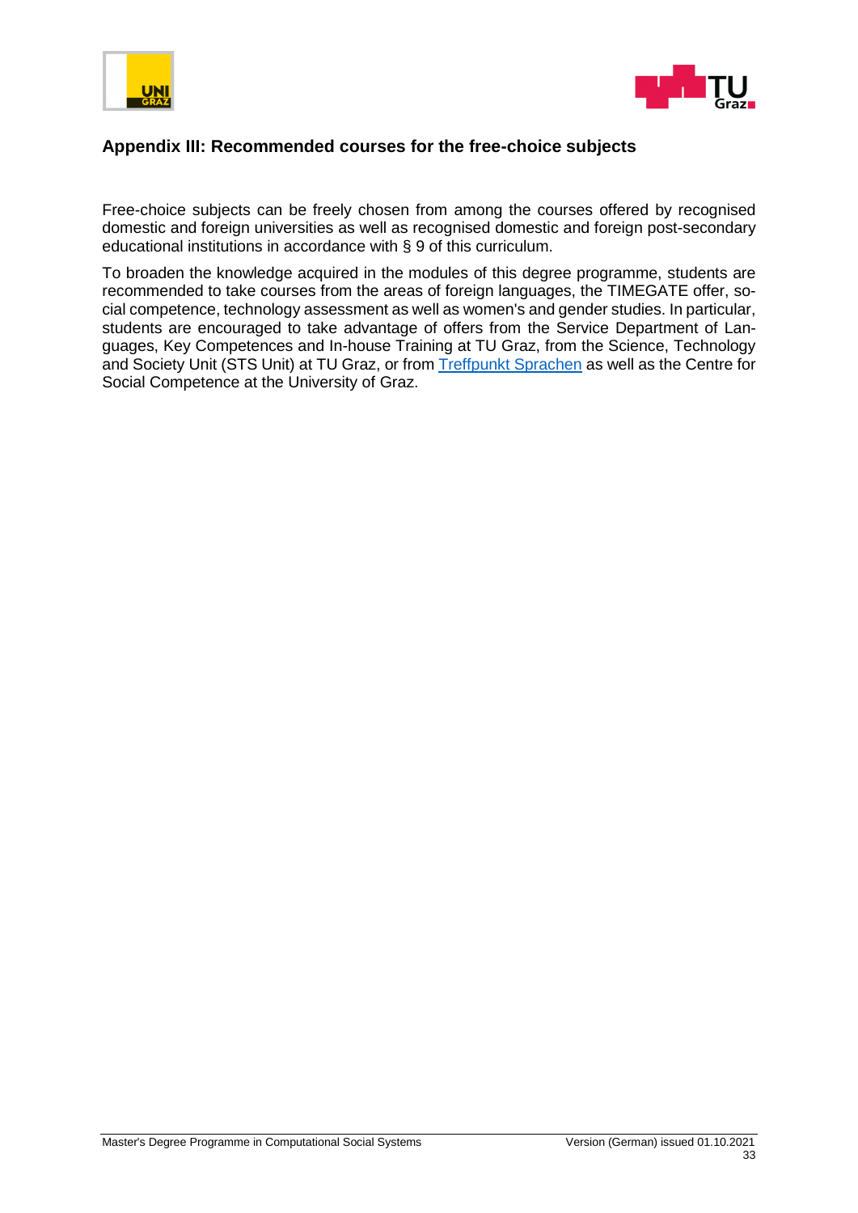## Appendix III: Recommended courses for the free-choice subjects

Free-choice subjects can be freely chosen from among the courses offered by recognised domestic and foreign universities as well as recognised domestic and foreign post-secondary educational institutions in accordance with § 9 of this curriculum.

To broaden the knowledge acquired in the modules of this degree programme, students are recommended to take courses from the areas of foreign languages, the TIMEGATE offer, social competence, technology assessment as well as women's and gender studies. In particular, students are encouraged to take advantage of offers from the Service Department of Languages, Key Competences and In-house Training at TU Graz, from the Science, Technology and Society Unit (STS Unit) at TU Graz, or from Treffpunkt Sprachen as well as the Centre for Social Competence at the University of Graz.